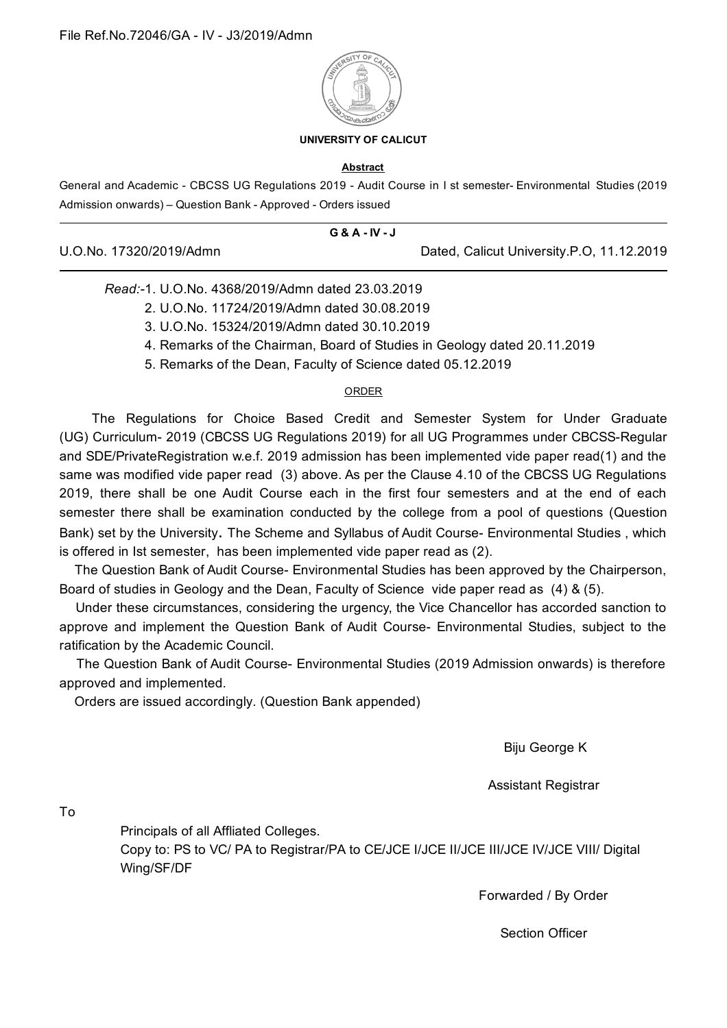File Ref.No.72046/GA - IV - J3/2019/Admn

**UNIVERSITY OF CALICUT**

**Abstract**

General and Academic - CBCSS UG Regulations 2019 - Audit Course in I st semester- Environmental Studies (2019 Admission onwards) – Question Bank - Approved - Orders issued

**G & A - IV - J**

U.O.No. 17320/2019/Admn    Dated, Calicut University.P.O, 11.12.2019

*Read:*-1. U.O.No. 4368/2019/Admn dated 23.03.2019
2. U.O.No. 11724/2019/Admn dated 30.08.2019
3. U.O.No. 15324/2019/Admn dated 30.10.2019
4. Remarks of the Chairman, Board of Studies in Geology dated 20.11.2019
5. Remarks of the Dean, Faculty of Science dated 05.12.2019

ORDER

The Regulations for Choice Based Credit and Semester System for Under Graduate (UG) Curriculum- 2019 (CBCSS UG Regulations 2019) for all UG Programmes under CBCSS-Regular and SDE/PrivateRegistration w.e.f. 2019 admission has been implemented vide paper read(1) and the same was modified vide paper read (3) above. As per the Clause 4.10 of the CBCSS UG Regulations 2019, there shall be one Audit Course each in the first four semesters and at the end of each semester there shall be examination conducted by the college from a pool of questions (Question Bank) set by the University. The Scheme and Syllabus of Audit Course- Environmental Studies , which is offered in Ist semester, has been implemented vide paper read as (2).

The Question Bank of Audit Course- Environmental Studies has been approved by the Chairperson, Board of studies in Geology and the Dean, Faculty of Science vide paper read as (4) & (5).

Under these circumstances, considering the urgency, the Vice Chancellor has accorded sanction to approve and implement the Question Bank of Audit Course- Environmental Studies, subject to the ratification by the Academic Council.

The Question Bank of Audit Course- Environmental Studies (2019 Admission onwards) is therefore approved and implemented.

Orders are issued accordingly. (Question Bank appended)

Biju George K

Assistant Registrar

To

Principals of all Affliated Colleges.
Copy to: PS to VC/ PA to Registrar/PA to CE/JCE I/JCE II/JCE III/JCE IV/JCE VIII/ Digital Wing/SF/DF

Forwarded / By Order

Section Officer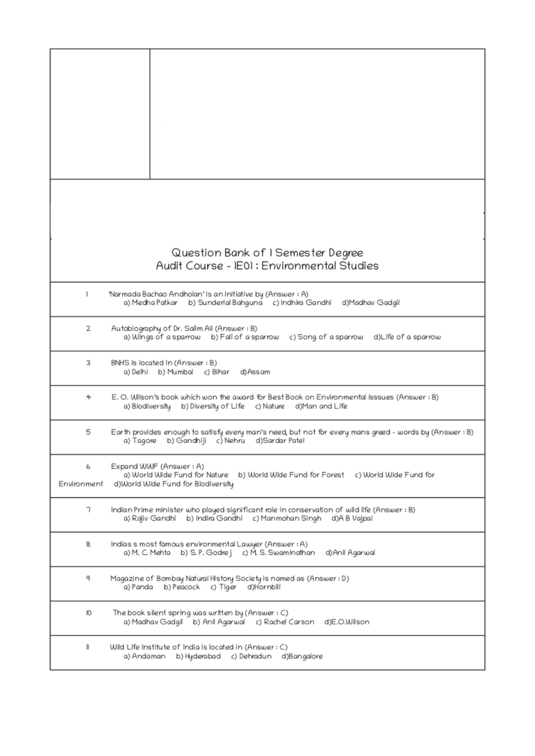## Question Bank of I Semester Degree
## Audit Course - 1E01 : Environmental Studies

| | |
|---|---|
| 1 | 'Narmada Bachao Andholan' is an initiative by (Answer : A)<br>a) Medha Patkar b) Sunderlal Bahguna c) Indhira Gandhi d)Madhav Gadgil |
| 2 | Autobiography of Dr. Salim Ali (Answer : B)<br>a) Wings of a sparrow b) Fall of a sparrow c) Song of a sparrow d)Life of a sparrow |
| 3 | BNHS is located in (Answer : B)<br>a) Delhi b) Mumbai c) Bihar d)Assam |
| 4 | E. O. Wilson's book which won the award for Best Book on Environmental isssues (Answer : B)<br>a) Biodiversity b) Diversity of Life c) Nature d)Man and Life |
| 5 | Earth provides enough to satisfy every man's need, but not for every mans greed - words by (Answer : B)<br>a) Tagore b) Gandhiji c) Nehru d)Sardar Patel |
| 6 | Expand WWF (Answer : A)<br>a) World Wide Fund for Nature b) World Wide Fund for Forest c) World Wide Fund for Environment d)World Wide Fund for Biodiversity |
| 7 | Indian Prime minister who played significant role in conservation of wild life (Answer : B)<br>a) Rajiv Gandhi b) Indira Gandhi c) Manmohan Singh d)A B Vajpai |
| 8 | Indias s most famous environmental Lawyer (Answer : A)<br>a) M. C. Mehta b) S. P. Godrej c) M. S. Swaminathan d)Anil Agarwal |
| 9 | Magazine of Bombay Natural History Society is named as (Answer : D)<br>a) Panda b) Peacock c) Tiger d)Hornbill |
| 10 | The book silent spring was written by (Answer : C)<br>a) Madhav Gadgil b) Anil Agarwal c) Rachel Carson d)E.O.Wilson |
| 11 | Wild Life Institute of India is located in (Answer : C)<br>a) Andaman b) Hyderabad c) Dehradun d)Bangalore |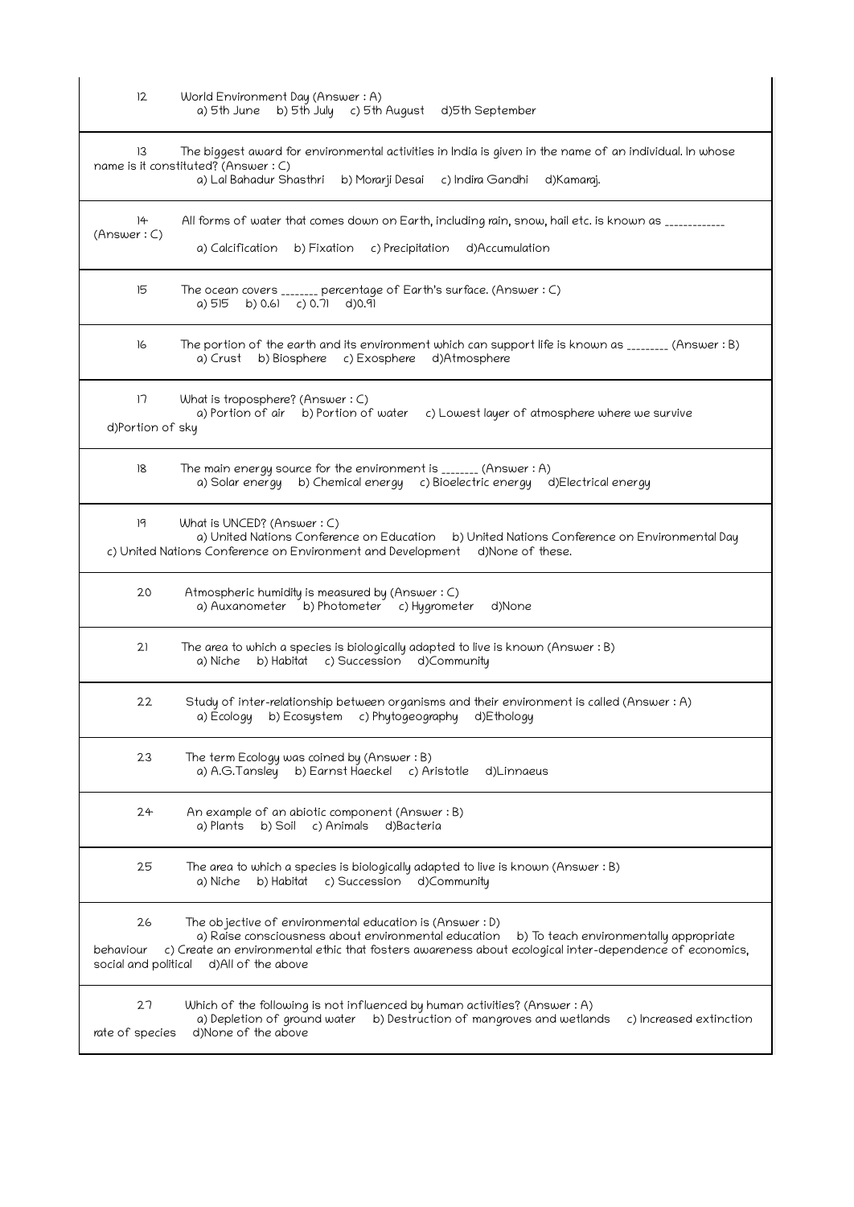12 World Environment Day (Answer : A)
a) 5th June b) 5th July c) 5th August d)5th September

13 The biggest award for environmental activities in India is given in the name of an individual. In whose name is it constituted? (Answer : C)
a) Lal Bahadur Shasthri b) Morarji Desai c) Indira Gandhi d)Kamaraj.

14 All forms of water that comes down on Earth, including rain, snow, hail etc. is known as ____________ (Answer : C)
a) Calcification b) Fixation c) Precipitation d)Accumulation

15 The ocean covers _______ percentage of Earth's surface. (Answer : C)
a) 515 b) 0.61 c) 0.71 d)0.91

16 The portion of the earth and its environment which can support life is known as ________ (Answer : B)
a) Crust b) Biosphere c) Exosphere d)Atmosphere

17 What is troposphere? (Answer : C)
a) Portion of air b) Portion of water c) Lowest layer of atmosphere where we survive d)Portion of sky

18 The main energy source for the environment is _______ (Answer : A)
a) Solar energy b) Chemical energy c) Bioelectric energy d)Electrical energy

19 What is UNCED? (Answer : C)
a) United Nations Conference on Education b) United Nations Conference on Environmental Day c) United Nations Conference on Environment and Development d)None of these.

20 Atmospheric humidity is measured by (Answer : C)
a) Auxanometer b) Photometer c) Hygrometer d)None

21 The area to which a species is biologically adapted to live is known (Answer : B)
a) Niche b) Habitat c) Succession d)Community

22 Study of inter-relationship between organisms and their environment is called (Answer : A)
a) Ecology b) Ecosystem c) Phytogeography d)Ethology

23 The term Ecology was coined by (Answer : B)
a) A.G.Tansley b) Earnst Haeckel c) Aristotle d)Linnaeus

24 An example of an abiotic component (Answer : B)
a) Plants b) Soil c) Animals d)Bacteria

25 The area to which a species is biologically adapted to live is known (Answer : B)
a) Niche b) Habitat c) Succession d)Community

26 The objective of environmental education is (Answer : D)
a) Raise consciousness about environmental education b) To teach environmentally appropriate behaviour c) Create an environmental ethic that fosters awareness about ecological inter-dependence of economics, social and political d)All of the above

27 Which of the following is not influenced by human activities? (Answer : A)
a) Depletion of ground water b) Destruction of mangroves and wetlands c) Increased extinction rate of species d)None of the above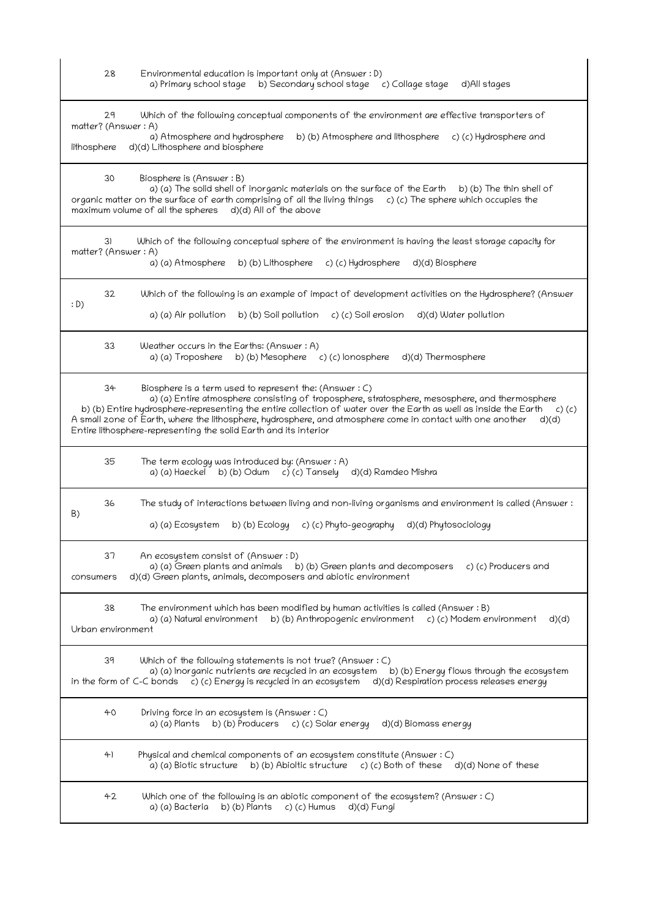28 Environmental education is important only at (Answer : D)
a) Primary school stage b) Secondary school stage c) Collage stage d)All stages

---

29 Which of the following conceptual components of the environment are effective transporters of matter? (Answer : A)
a) Atmosphere and hydrosphere b) (b) Atmosphere and lithosphere c) (c) Hydrosphere and lithosphere d)(d) Lithosphere and biosphere

---

30 Biosphere is (Answer : B)
a) (a) The solid shell of inorganic materials on the surface of the Earth b) (b) The thin shell of organic matter on the surface of earth comprising of all the living things c) (c) The sphere which occupies the maximum volume of all the spheres d)(d) All of the above

---

31 Which of the following conceptual sphere of the environment is having the least storage capacity for matter? (Answer : A)
a) (a) Atmosphere b) (b) Lithosphere c) (c) Hydrosphere d)(d) Biosphere

---

32 Which of the following is an example of impact of development activities on the Hydrosphere? (Answer : D)
a) (a) Air pollution b) (b) Soil pollution c) (c) Soil erosion d)(d) Water pollution

---

33 Weather occurs in the Earths: (Answer : A)
a) (a) Troposhere b) (b) Mesophere c) (c) Ionosphere d)(d) Thermosphere

---

34 Biosphere is a term used to represent the: (Answer : C)
a) (a) Entire atmosphere consisting of troposphere, stratosphere, mesosphere, and thermosphere b) (b) Entire hydrosphere-representing the entire collection of water over the Earth as well as inside the Earth c) (c) A small zone of Earth, where the lithosphere, hydrosphere, and atmosphere come in contact with one another d)(d) Entire lithosphere-representing the solid Earth and its interior

---

35 The term ecology was introduced by: (Answer : A)
a) (a) Haeckel b) (b) Odum c) (c) Tansely d)(d) Ramdeo Mishra

---

36 The study of interactions between living and non-living organisms and environment is called (Answer : B)
a) (a) Ecosystem b) (b) Ecology c) (c) Phyto-geography d)(d) Phytosociology

---

37 An ecosystem consist of (Answer : D)
a) (a) Green plants and animals b) (b) Green plants and decomposers c) (c) Producers and consumers d)(d) Green plants, animals, decomposers and abiotic environment

---

38 The environment which has been modified by human activities is called (Answer : B)
a) (a) Natural environment b) (b) Anthropogenic environment c) (c) Modem environment d)(d) Urban environment

---

39 Which of the following statements is not true? (Answer : C)
a) (a) Inorganic nutrients are recycled in an ecosystem b) (b) Energy flows through the ecosystem in the form of C-C bonds c) (c) Energy is recycled in an ecosystem d)(d) Respiration process releases energy

---

40 Driving force in an ecosystem is (Answer : C)
a) (a) Plants b) (b) Producers c) (c) Solar energy d)(d) Biomass energy

---

41 Physical and chemical components of an ecosystem constitute (Answer : C)
a) (a) Biotic structure b) (b) Abioltic structure c) (c) Both of these d)(d) None of these

---

42 Which one of the following is an abiotic component of the ecosystem? (Answer : C)
a) (a) Bacteria b) (b) Plants c) (c) Humus d)(d) Fungi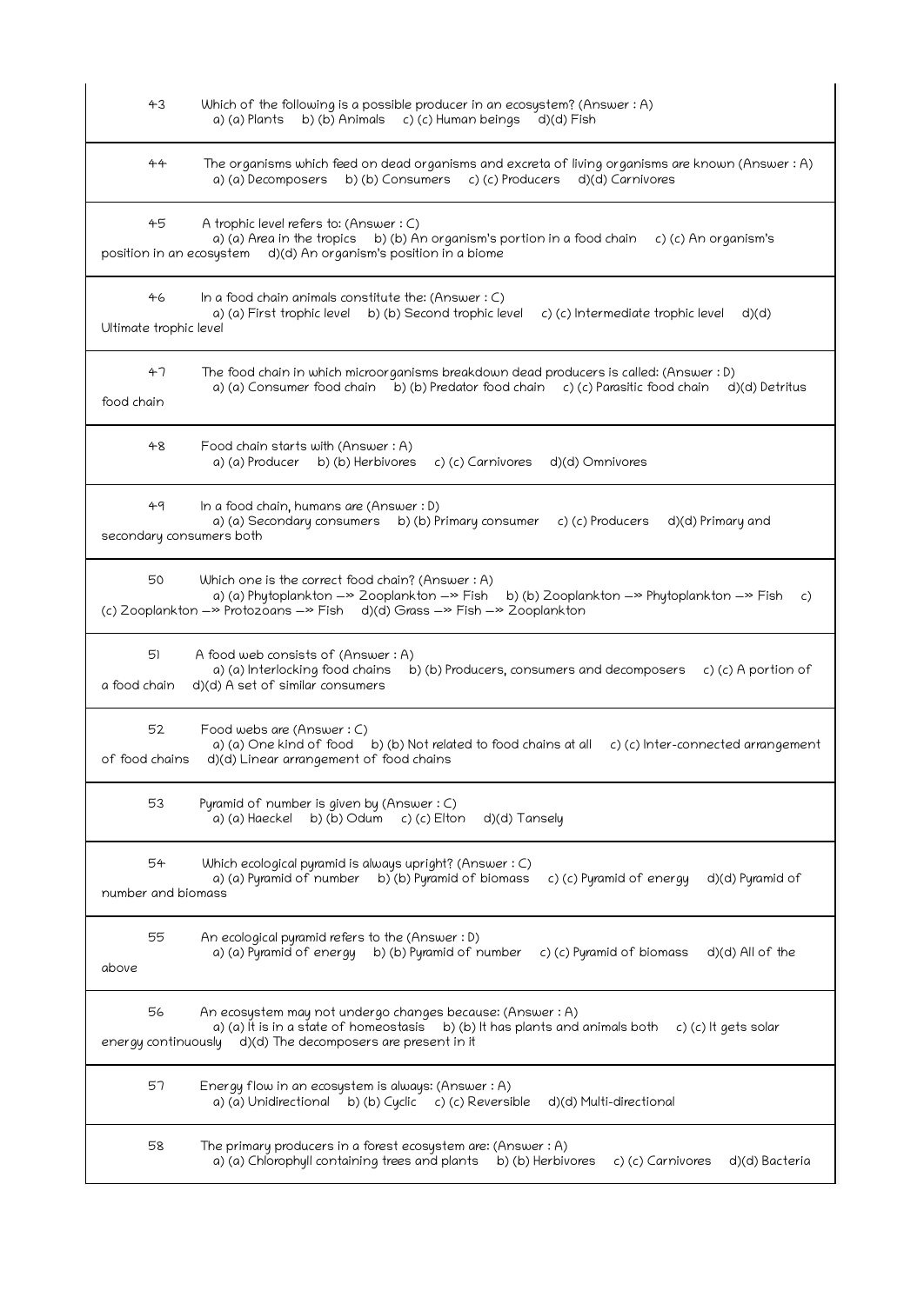43 Which of the following is a possible producer in an ecosystem? (Answer : A)
a) (a) Plants b) (b) Animals c) (c) Human beings d)(d) Fish

44 The organisms which feed on dead organisms and excreta of living organisms are known (Answer : A)
a) (a) Decomposers b) (b) Consumers c) (c) Producers d)(d) Carnivores

45 A trophic level refers to: (Answer : C)
a) (a) Area in the tropics b) (b) An organism's portion in a food chain c) (c) An organism's position in an ecosystem d)(d) An organism's position in a biome

46 In a food chain animals constitute the: (Answer : C)
a) (a) First trophic level b) (b) Second trophic level c) (c) Intermediate trophic level d)(d) Ultimate trophic level

47 The food chain in which microorganisms breakdown dead producers is called: (Answer : D)
a) (a) Consumer food chain b) (b) Predator food chain c) (c) Parasitic food chain d)(d) Detritus food chain

48 Food chain starts with (Answer : A)
a) (a) Producer b) (b) Herbivores c) (c) Carnivores d)(d) Omnivores

49 In a food chain, humans are (Answer : D)
a) (a) Secondary consumers b) (b) Primary consumer c) (c) Producers d)(d) Primary and secondary consumers both

50 Which one is the correct food chain? (Answer : A)
a) (a) Phytoplankton —» Zooplankton —» Fish b) (b) Zooplankton —» Phytoplankton —» Fish c) (c) Zooplankton —» Protozoans —» Fish d)(d) Grass —» Fish —» Zooplankton

51 A food web consists of (Answer : A)
a) (a) Interlocking food chains b) (b) Producers, consumers and decomposers c) (c) A portion of a food chain d)(d) A set of similar consumers

52 Food webs are (Answer : C)
a) (a) One kind of food b) (b) Not related to food chains at all c) (c) Inter-connected arrangement of food chains d)(d) Linear arrangement of food chains

53 Pyramid of number is given by (Answer : C)
a) (a) Haeckel b) (b) Odum c) (c) Elton d)(d) Tansely

54 Which ecological pyramid is always upright? (Answer : C)
a) (a) Pyramid of number b) (b) Pyramid of biomass c) (c) Pyramid of energy d)(d) Pyramid of number and biomass

55 An ecological pyramid refers to the (Answer : D)
a) (a) Pyramid of energy b) (b) Pyramid of number c) (c) Pyramid of biomass d)(d) All of the above

56 An ecosystem may not undergo changes because: (Answer : A)
a) (a) It is in a state of homeostasis b) (b) It has plants and animals both c) (c) It gets solar energy continuously d)(d) The decomposers are present in it

57 Energy flow in an ecosystem is always: (Answer : A)
a) (a) Unidirectional b) (b) Cyclic c) (c) Reversible d)(d) Multi-directional

58 The primary producers in a forest ecosystem are: (Answer : A)
a) (a) Chlorophyll containing trees and plants b) (b) Herbivores c) (c) Carnivores d)(d) Bacteria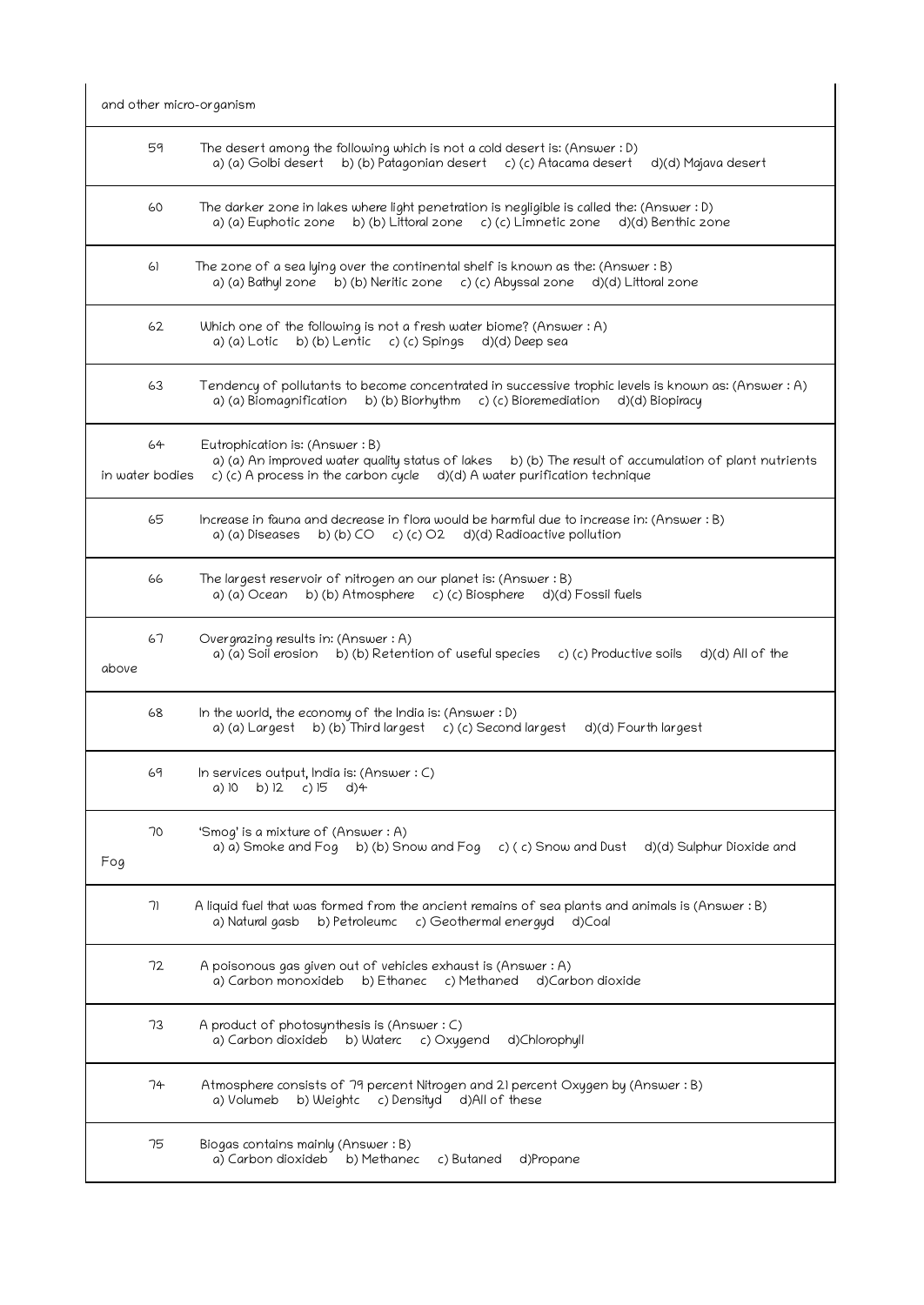| | |
|---|---|
| | and other micro-organism |
| 59 | The desert among the following which is not a cold desert is: (Answer : D) a) (a) Golbi desert b) (b) Patagonian desert c) (c) Atacama desert d)(d) Majava desert |
| 60 | The darker zone in lakes where light penetration is negligible is called the: (Answer : D) a) (a) Euphotic zone b) (b) Littoral zone c) (c) Limnetic zone d)(d) Benthic zone |
| 61 | The zone of a sea lying over the continental shelf is known as the: (Answer : B) a) (a) Bathyl zone b) (b) Neritic zone c) (c) Abyssal zone d)(d) Littoral zone |
| 62 | Which one of the following is not a fresh water biome? (Answer : A) a) (a) Lotic b) (b) Lentic c) (c) Spings d)(d) Deep sea |
| 63 | Tendency of pollutants to become concentrated in successive trophic levels is known as: (Answer : A) a) (a) Biomagnification b) (b) Biorhythm c) (c) Bioremediation d)(d) Biopiracy |
| 64 | Eutrophication is: (Answer : B) a) (a) An improved water quality status of lakes b) (b) The result of accumulation of plant nutrients in water bodies c) (c) A process in the carbon cycle d)(d) A water purification technique |
| 65 | Increase in fauna and decrease in flora would be harmful due to increase in: (Answer : B) a) (a) Diseases b) (b) CO c) (c) O2 d)(d) Radioactive pollution |
| 66 | The largest reservoir of nitrogen an our planet is: (Answer : B) a) (a) Ocean b) (b) Atmosphere c) (c) Biosphere d)(d) Fossil fuels |
| 67 | Overgrazing results in: (Answer : A) a) (a) Soil erosion b) (b) Retention of useful species c) (c) Productive soils d)(d) All of the above |
| 68 | In the world, the economy of the India is: (Answer : D) a) (a) Largest b) (b) Third largest c) (c) Second largest d)(d) Fourth largest |
| 69 | In services output, India is: (Answer : C) a) 10 b) 12 c) 15 d)4 |
| 70 | 'Smog' is a mixture of (Answer : A) a) a) Smoke and Fog b) (b) Snow and Fog c) ( c) Snow and Dust d)(d) Sulphur Dioxide and Fog |
| 71 | A liquid fuel that was formed from the ancient remains of sea plants and animals is (Answer : B) a) Natural gasb b) Petroleumc c) Geothermal energyd d)Coal |
| 72 | A poisonous gas given out of vehicles exhaust is (Answer : A) a) Carbon monoxideb b) Ethanec c) Methaned d)Carbon dioxide |
| 73 | A product of photosynthesis is (Answer : C) a) Carbon dioxideb b) Waterc c) Oxygend d)Chlorophyll |
| 74 | Atmosphere consists of 79 percent Nitrogen and 21 percent Oxygen by (Answer : B) a) Volumeb b) Weightc c) Densityd d)All of these |
| 75 | Biogas contains mainly (Answer : B) a) Carbon dioxideb b) Methanec c) Butaned d)Propane |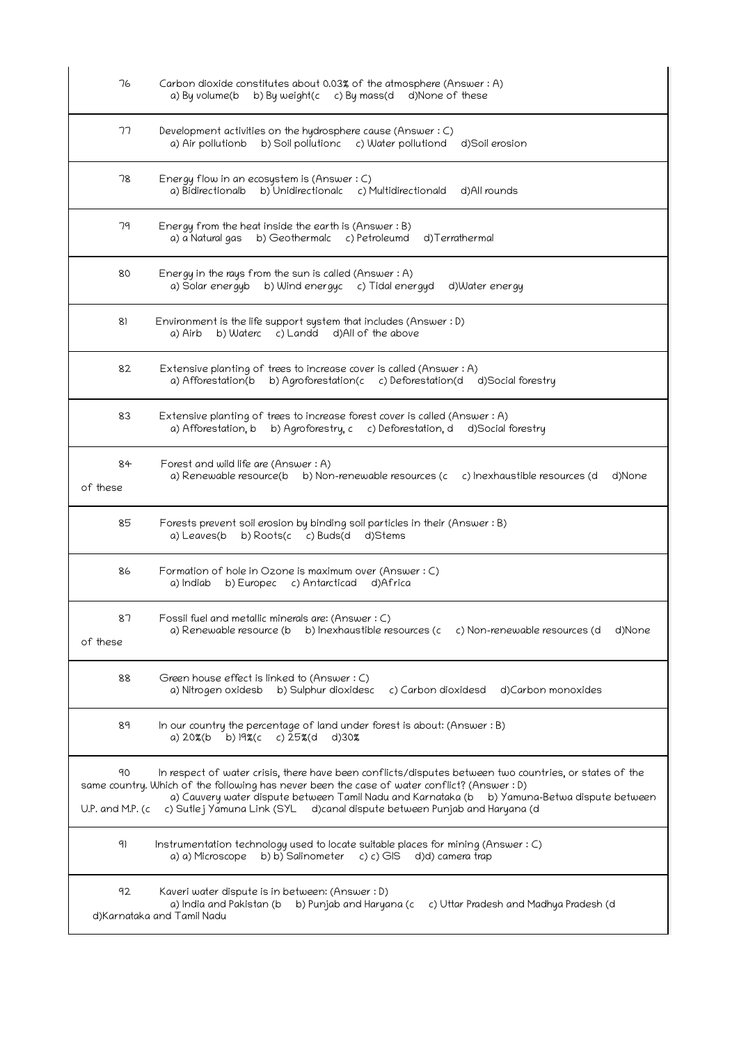| | |
|---|---|
| 76 | Carbon dioxide constitutes about 0.03% of the atmosphere (Answer : A)<br>a) By volume(b  b) By weight(c  c) By mass(d  d)None of these |
| 77 | Development activities on the hydrosphere cause (Answer : C)<br>a) Air pollutionb  b) Soil pollutionc  c) Water pollutiond  d)Soil erosion |
| 78 | Energy flow in an ecosystem is (Answer : C)<br>a) Bidirectionalb  b) Unidirectionalc  c) Multidirectionald  d)All rounds |
| 79 | Energy from the heat inside the earth is (Answer : B)<br>a) a Natural gas  b) Geothermalc  c) Petroleumd  d)Terrathermal |
| 80 | Energy in the rays from the sun is called (Answer : A)<br>a) Solar energyb  b) Wind energyc  c) Tidal energyd  d)Water energy |
| 81 | Environment is the life support system that includes (Answer : D)<br>a) Airb  b) Waterc  c) Landd  d)All of the above |
| 82 | Extensive planting of trees to increase cover is called (Answer : A)<br>a) Afforestation(b  b) Agroforestation(c  c) Deforestation(d  d)Social forestry |
| 83 | Extensive planting of trees to increase forest cover is called (Answer : A)<br>a) Afforestation, b  b) Agroforestry, c  c) Deforestation, d  d)Social forestry |
| 84 | Forest and wild life are (Answer : A)<br>a) Renewable resource(b  b) Non-renewable resources (c  c) Inexhaustible resources (d  d)None of these |
| 85 | Forests prevent soil erosion by binding soil particles in their (Answer : B)<br>a) Leaves(b  b) Roots(c  c) Buds(d  d)Stems |
| 86 | Formation of hole in Ozone is maximum over (Answer : C)<br>a) Indiab  b) Europec  c) Antarcticad  d)Africa |
| 87 | Fossil fuel and metallic minerals are: (Answer : C)<br>a) Renewable resource (b  b) Inexhaustible resources (c  c) Non-renewable resources (d  d)None of these |
| 88 | Green house effect is linked to (Answer : C)<br>a) Nitrogen oxidesb  b) Sulphur dioxidesc  c) Carbon dioxidesd  d)Carbon monoxides |
| 89 | In our country the percentage of land under forest is about: (Answer : B)<br>a) 20%(b  b) 19%(c  c) 25%(d  d)30% |
| 90 | In respect of water crisis, there have been conflicts/disputes between two countries, or states of the same country. Which of the following has never been the case of water conflict? (Answer : D)<br>a) Cauvery water dispute between Tamil Nadu and Karnataka (b  b) Yamuna-Betwa dispute between U.P. and M.P. (c  c) Sutlej Yamuna Link (SYL  d)canal dispute between Punjab and Haryana (d |
| 91 | Instrumentation technology used to locate suitable places for mining (Answer : C)<br>a) a) Microscope  b) b) Salinometer  c) c) GIS  d)d) camera trap |
| 92 | Kaveri water dispute is in between: (Answer : D)<br>a) India and Pakistan (b  b) Punjab and Haryana (c  c) Uttar Pradesh and Madhya Pradesh (d  d)Karnataka and Tamil Nadu |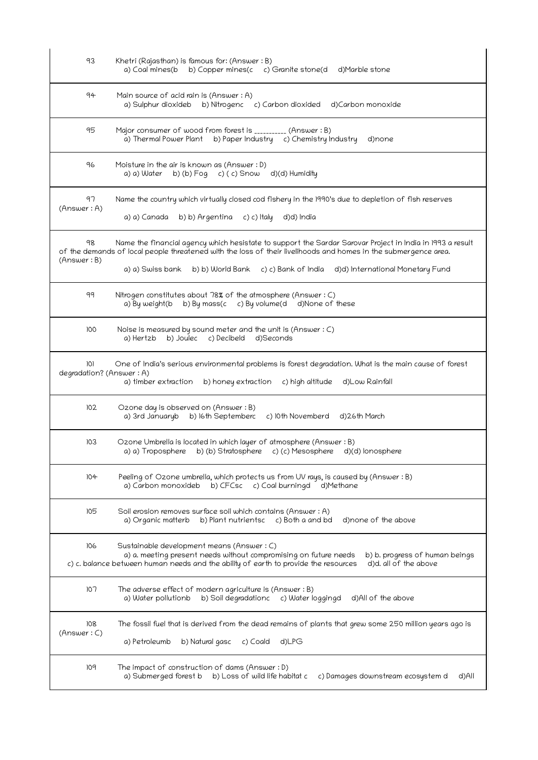| | |
|---|---|
| 93 | Khetri (Rajasthan) is famous for: (Answer : B)<br>a) Coal mines(b b) Copper mines(c c) Granite stone(d d)Marble stone |
| 94 | Main source of acid rain is (Answer : A)<br>a) Sulphur dioxideb b) Nitrogenc c) Carbon dioxided d)Carbon monoxide |
| 95 | Major consumer of wood from forest is __________ (Answer : B)<br>a) Thermal Power Plant b) Paper Industry c) Chemistry Industry d)none |
| 96 | Moisture in the air is known as (Answer : D)<br>a) a) Water b) (b) Fog c) ( c) Snow d)(d) Humidity |
| 97 (Answer : A) | Name the country which virtually closed cod fishery in the 1990's due to depletion of fish reserves<br>a) a) Canada b) b) Argentina c) c) Italy d)d) India |
| 98 (Answer : B) | Name the financial agency which hesistate to support the Sardar Sarovar Project in India in 1993 a result of the demands of local people threatened with the loss of their livelihoods and homes in the submergence area.<br>a) a) Swiss bank b) b) World Bank c) c) Bank of India d)d) International Monetary Fund |
| 99 | Nitrogen constitutes about 78% of the atmosphere (Answer : C)<br>a) By weight(b b) By mass(c c) By volume(d d)None of these |
| 100 | Noise is measured by sound meter and the unit is (Answer : C)<br>a) Hertzb b) Joulec c) Decibeld d)Seconds |
| 101 | One of India's serious environmental problems is forest degradation. What is the main cause of forest degradation? (Answer : A)<br>a) timber extraction b) honey extraction c) high altitude d)Low Rainfall |
| 102 | Ozone day is observed on (Answer : B)<br>a) 3rd Januaryb b) 16th Septemberc c) 10th Novemberd d)26th March |
| 103 | Ozone Umbrella is located in which layer of atmosphere (Answer : B)<br>a) a) Troposphere b) (b) Stratosphere c) (c) Mesosphere d)(d) Ionosphere |
| 104 | Peeling of Ozone umbrella, which protects us from UV rays, is caused by (Answer : B)<br>a) Carbon monoxideb b) CFCsc c) Coal burningd d)Methane |
| 105 | Soil erosion removes surface soil which contains (Answer : A)<br>a) Organic matterb b) Plant nutrientsc c) Both a and bd d)none of the above |
| 106 | Sustainable development means (Answer : C)<br>a) a. meeting present needs without compromising on future needs b) b. progress of human beings c) c. balance between human needs and the ability of earth to provide the resources d)d. all of the above |
| 107 | The adverse effect of modern agriculture is (Answer : B)<br>a) Water pollutionb b) Soil degradationc c) Water loggingd d)All of the above |
| 108 (Answer : C) | The fossil fuel that is derived from the dead remains of plants that grew some 250 million years ago is<br>a) Petroleumb b) Natural gasc c) Coald d)LPG |
| 109 | The impact of construction of dams (Answer : D)<br>a) Submerged forest b b) Loss of wild life habitat c c) Damages downstream ecosystem d d)All |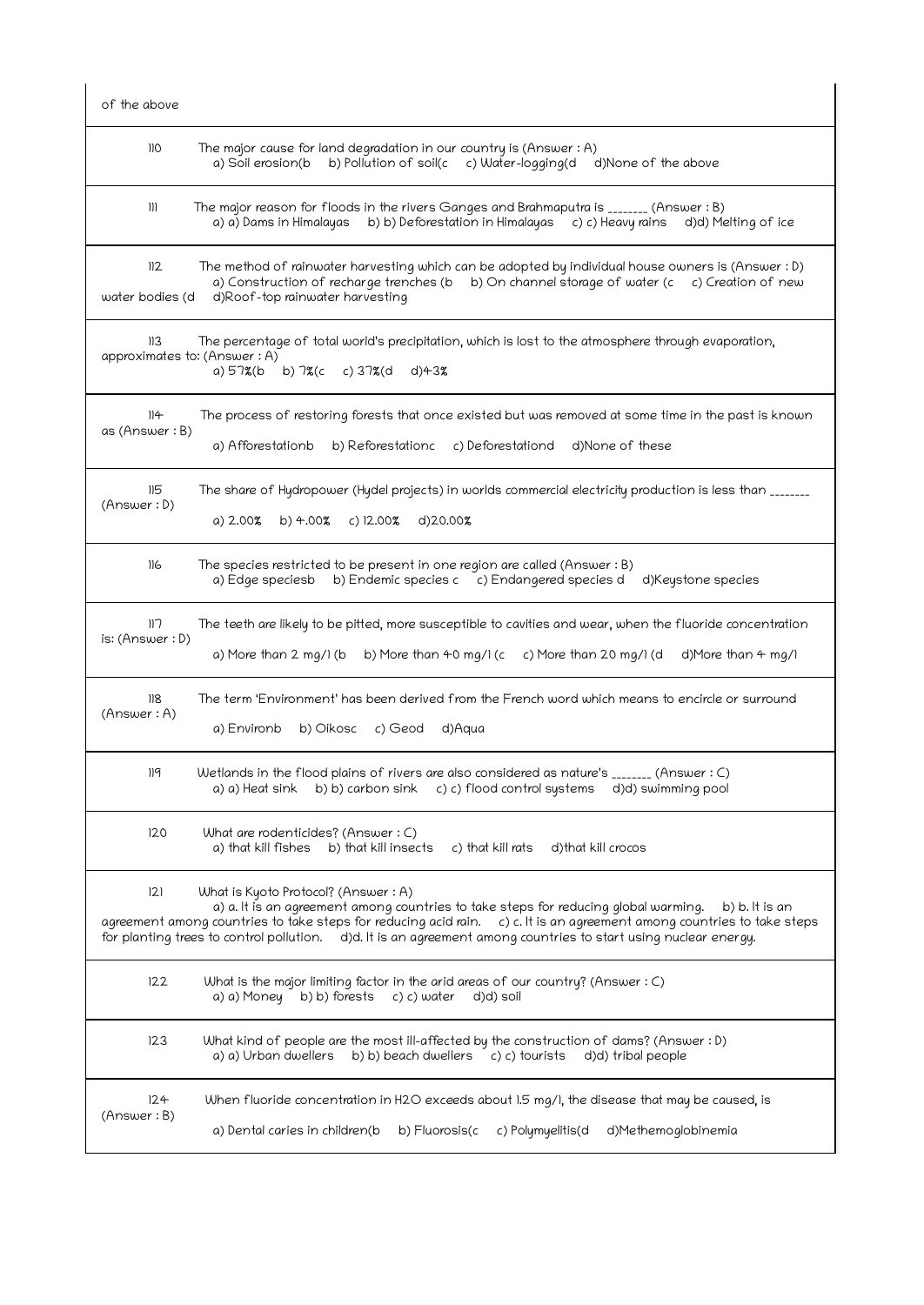| |
|---|
| of the above |
| 110 The major cause for land degradation in our country is (Answer : A) a) Soil erosion(b b) Pollution of soil(c c) Water-logging(d d)None of the above |
| 111 The major reason for floods in the rivers Ganges and Brahmaputra is _______ (Answer : B) a) a) Dams in Himalayas b) b) Deforestation in Himalayas c) c) Heavy rains d)d) Melting of ice |
| 112 The method of rainwater harvesting which can be adopted by individual house owners is (Answer : D) a) Construction of recharge trenches (b b) On channel storage of water (c c) Creation of new water bodies (d d)Roof-top rainwater harvesting |
| 113 The percentage of total world's precipitation, which is lost to the atmosphere through evaporation, approximates to: (Answer : A) a) 57%(b b) 7%(c c) 37%(d d)43% |
| 114 The process of restoring forests that once existed but was removed at some time in the past is known as (Answer : B) a) Afforestationb b) Reforestationc c) Deforestationd d)None of these |
| 115 The share of Hydropower (Hydel projects) in worlds commercial electricity production is less than _______ (Answer : D) a) 2.00% b) 4.00% c) 12.00% d)20.00% |
| 116 The species restricted to be present in one region are called (Answer : B) a) Edge speciesb b) Endemic species c c) Endangered species d d)Keystone species |
| 117 The teeth are likely to be pitted, more susceptible to cavities and wear, when the fluoride concentration is: (Answer : D) a) More than 2 mg/l (b b) More than 40 mg/l (c c) More than 20 mg/l (d d)More than 4 mg/l |
| 118 The term 'Environment' has been derived from the French word which means to encircle or surround (Answer : A) a) Environb b) Oikosc c) Geod d)Aqua |
| 119 Wetlands in the flood plains of rivers are also considered as nature's _______ (Answer : C) a) a) Heat sink b) b) carbon sink c) c) flood control systems d)d) swimming pool |
| 120 What are rodenticides? (Answer : C) a) that kill fishes b) that kill insects c) that kill rats d)that kill crocos |
| 121 What is Kyoto Protocol? (Answer : A) a) a. It is an agreement among countries to take steps for reducing global warming. b) b. It is an agreement among countries to take steps for reducing acid rain. c) c. It is an agreement among countries to take steps for planting trees to control pollution. d)d. It is an agreement among countries to start using nuclear energy. |
| 122 What is the major limiting factor in the arid areas of our country? (Answer : C) a) a) Money b) b) forests c) c) water d)d) soil |
| 123 What kind of people are the most ill-affected by the construction of dams? (Answer : D) a) a) Urban dwellers b) b) beach dwellers c) c) tourists d)d) tribal people |
| 124 When fluoride concentration in $H_2O$ exceeds about 1.5 mg/l, the disease that may be caused, is (Answer : B) a) Dental caries in children(b b) Fluorosis(c c) Polymyelitis(d d)Methemoglobinemia |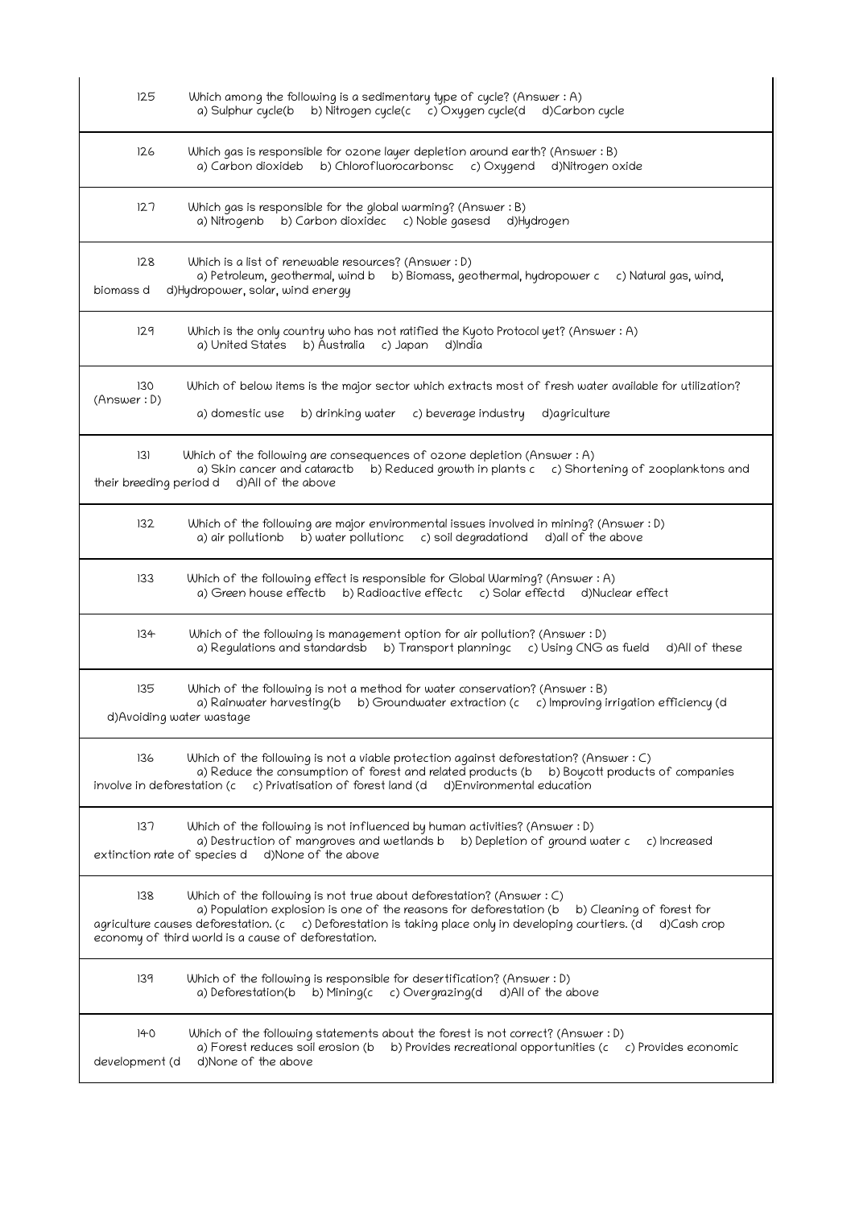| | |
|---|---|
| 125 | Which among the following is a sedimentary type of cycle? (Answer : A)<br>a) Sulphur cycle(b b) Nitrogen cycle(c c) Oxygen cycle(d d)Carbon cycle |
| 126 | Which gas is responsible for ozone layer depletion around earth? (Answer : B)<br>a) Carbon dioxideb b) Chlorofluorocarbonsc c) Oxygend d)Nitrogen oxide |
| 127 | Which gas is responsible for the global warming? (Answer : B)<br>a) Nitrogenb b) Carbon dioxidec c) Noble gasesd d)Hydrogen |
| 128 | Which is a list of renewable resources? (Answer : D)<br>a) Petroleum, geothermal, wind b b) Biomass, geothermal, hydropower c c) Natural gas, wind, biomass d d)Hydropower, solar, wind energy |
| 129 | Which is the only country who has not ratified the Kyoto Protocol yet? (Answer : A)<br>a) United States b) Australia c) Japan d)India |
| 130 | Which of below items is the major sector which extracts most of fresh water available for utilization? (Answer : D)<br>a) domestic use b) drinking water c) beverage industry d)agriculture |
| 131 | Which of the following are consequences of ozone depletion (Answer : A)<br>a) Skin cancer and cataractb b) Reduced growth in plants c c) Shortening of zooplanktons and their breeding period d d)All of the above |
| 132 | Which of the following are major environmental issues involved in mining? (Answer : D)<br>a) air pollutionb b) water pollutionc c) soil degradationd d)all of the above |
| 133 | Which of the following effect is responsible for Global Warming? (Answer : A)<br>a) Green house effectb b) Radioactive effectc c) Solar effectd d)Nuclear effect |
| 134 | Which of the following is management option for air pollution? (Answer : D)<br>a) Regulations and standardsb b) Transport planningc c) Using CNG as fueld d)All of these |
| 135 | Which of the following is not a method for water conservation? (Answer : B)<br>a) Rainwater harvesting(b b) Groundwater extraction (c c) Improving irrigation efficiency (d d)Avoiding water wastage |
| 136 | Which of the following is not a viable protection against deforestation? (Answer : C)<br>a) Reduce the consumption of forest and related products (b b) Boycott products of companies involve in deforestation (c c) Privatisation of forest land (d d)Environmental education |
| 137 | Which of the following is not influenced by human activities? (Answer : D)<br>a) Destruction of mangroves and wetlands b b) Depletion of ground water c c) Increased extinction rate of species d d)None of the above |
| 138 | Which of the following is not true about deforestation? (Answer : C)<br>a) Population explosion is one of the reasons for deforestation (b b) Cleaning of forest for agriculture causes deforestation. (c c) Deforestation is taking place only in developing courtiers. (d d)Cash crop economy of third world is a cause of deforestation. |
| 139 | Which of the following is responsible for desertification? (Answer : D)<br>a) Deforestation(b b) Mining(c c) Overgrazing(d d)All of the above |
| 140 | Which of the following statements about the forest is not correct? (Answer : D)<br>a) Forest reduces soil erosion (b b) Provides recreational opportunities (c c) Provides economic development (d d)None of the above |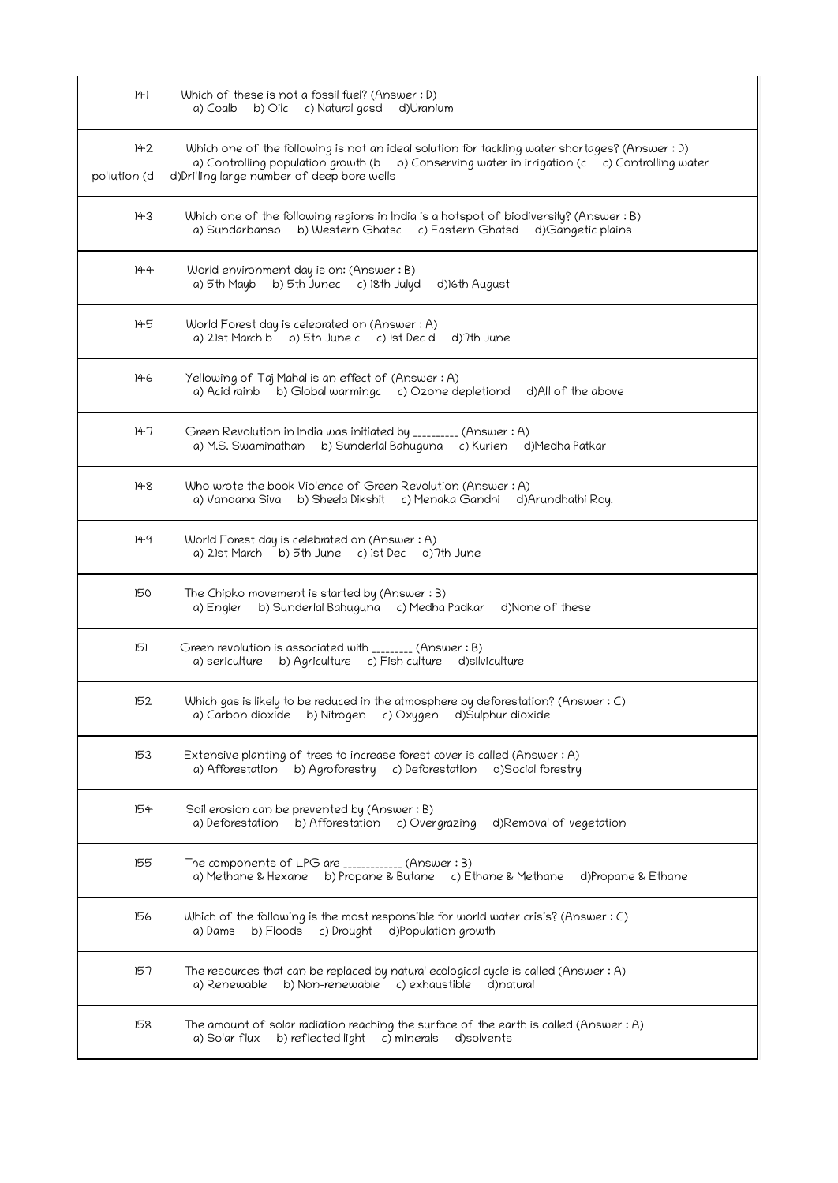| | |
|---|---|
| 141 | Which of these is not a fossil fuel? (Answer : D)<br>a) Coalb b) Oilc c) Natural gasd d)Uranium |
| 142<br>pollution (d | Which one of the following is not an ideal solution for tackling water shortages? (Answer : D)<br>a) Controlling population growth (b b) Conserving water in irrigation (c c) Controlling water<br>d)Drilling large number of deep bore wells |
| 143 | Which one of the following regions in India is a hotspot of biodiversity? (Answer : B)<br>a) Sundarbansb b) Western Ghatsc c) Eastern Ghatsd d)Gangetic plains |
| 144 | World environment day is on: (Answer : B)<br>a) 5th Mayb b) 5th Junec c) 18th Julyd d)16th August |
| 145 | World Forest day is celebrated on (Answer : A)<br>a) 21st March b b) 5th June c c) 1st Dec d d)7th June |
| 146 | Yellowing of Taj Mahal is an effect of (Answer : A)<br>a) Acid rainb b) Global warmingc c) Ozone depletiond d)All of the above |
| 147 | Green Revolution in India was initiated by _________ (Answer : A)<br>a) M.S. Swaminathan b) Sunderlal Bahuguna c) Kurien d)Medha Patkar |
| 148 | Who wrote the book Violence of Green Revolution (Answer : A)<br>a) Vandana Siva b) Sheela Dikshit c) Menaka Gandhi d)Arundhathi Roy. |
| 149 | World Forest day is celebrated on (Answer : A)<br>a) 21st March b) 5th June c) 1st Dec d) 7th June |
| 150 | The Chipko movement is started by (Answer : B)<br>a) Engler b) Sunderlal Bahuguna c) Medha Padkar d)None of these |
| 151 | Green revolution is associated with ________ (Answer : B)<br>a) sericulture b) Agriculture c) Fish culture d)silviculture |
| 152 | Which gas is likely to be reduced in the atmosphere by deforestation? (Answer : C)<br>a) Carbon dioxide b) Nitrogen c) Oxygen d)Sulphur dioxide |
| 153 | Extensive planting of trees to increase forest cover is called (Answer : A)<br>a) Afforestation b) Agroforestry c) Deforestation d)Social forestry |
| 154 | Soil erosion can be prevented by (Answer : B)<br>a) Deforestation b) Afforestation c) Overgrazing d)Removal of vegetation |
| 155 | The components of LPG are ____________ (Answer : B)<br>a) Methane & Hexane b) Propane & Butane c) Ethane & Methane d)Propane & Ethane |
| 156 | Which of the following is the most responsible for world water crisis? (Answer : C)<br>a) Dams b) Floods c) Drought d)Population growth |
| 157 | The resources that can be replaced by natural ecological cycle is called (Answer : A)<br>a) Renewable b) Non-renewable c) exhaustible d)natural |
| 158 | The amount of solar radiation reaching the surface of the earth is called (Answer : A)<br>a) Solar flux b) reflected light c) minerals d)solvents |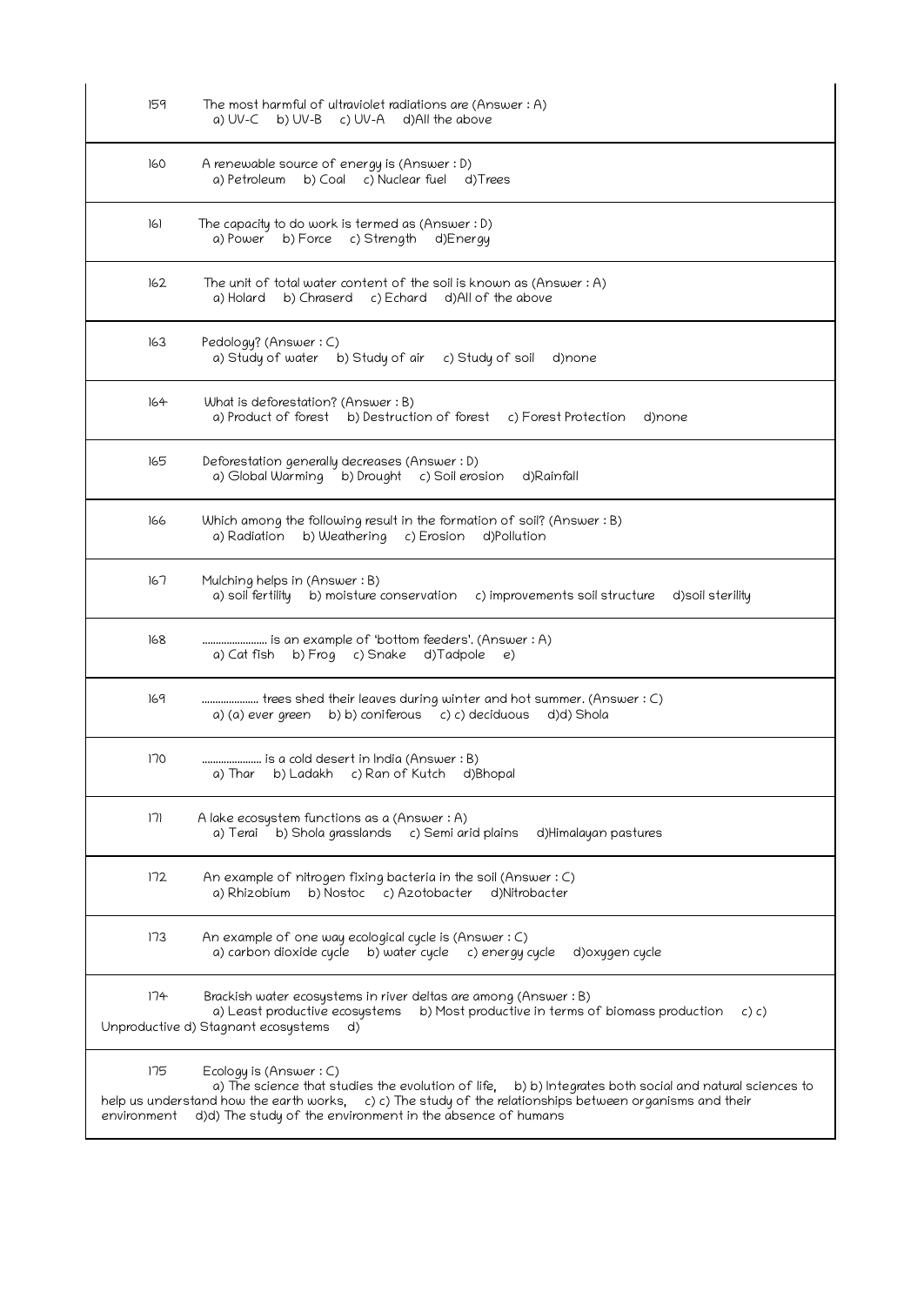| | |
|---|---|
| 159 | The most harmful of ultraviolet radiations are (Answer : A)<br>a) UV-C  b) UV-B  c) UV-A  d)All the above |
| 160 | A renewable source of energy is (Answer : D)<br>a) Petroleum  b) Coal  c) Nuclear fuel  d)Trees |
| 161 | The capacity to do work is termed as (Answer : D)<br>a) Power  b) Force  c) Strength  d)Energy |
| 162 | The unit of total water content of the soil is known as (Answer : A)<br>a) Holard  b) Chraserd  c) Echard  d)All of the above |
| 163 | Pedology? (Answer : C)<br>a) Study of water  b) Study of air  c) Study of soil  d)none |
| 164 | What is deforestation? (Answer : B)<br>a) Product of forest  b) Destruction of forest  c) Forest Protection  d)none |
| 165 | Deforestation generally decreases (Answer : D)<br>a) Global Warming  b) Drought  c) Soil erosion  d)Rainfall |
| 166 | Which among the following result in the formation of soil? (Answer : B)<br>a) Radiation  b) Weathering  c) Erosion  d)Pollution |
| 167 | Mulching helps in (Answer : B)<br>a) soil fertility  b) moisture conservation  c) improvements soil structure  d)soil sterility |
| 168 | ...................... is an example of 'bottom feeders'. (Answer : A)<br>a) Cat fish  b) Frog  c) Snake  d)Tadpole  e) |
| 169 | .................... trees shed their leaves during winter and hot summer. (Answer : C)<br>a) (a) ever green  b) b) coniferous  c) c) deciduous  d)d) Shola |
| 170 | .................... is a cold desert in India (Answer : B)<br>a) Thar  b) Ladakh  c) Ran of Kutch  d)Bhopal |
| 171 | A lake ecosystem functions as a (Answer : A)<br>a) Terai  b) Shola grasslands  c) Semi arid plains  d)Himalayan pastures |
| 172 | An example of nitrogen fixing bacteria in the soil (Answer : C)<br>a) Rhizobium  b) Nostoc  c) Azotobacter  d)Nitrobacter |
| 173 | An example of one way ecological cycle is (Answer : C)<br>a) carbon dioxide cycle  b) water cycle  c) energy cycle  d)oxygen cycle |
| 174 | Brackish water ecosystems in river deltas are among (Answer : B)<br>a) Least productive ecosystems  b) Most productive in terms of biomass production  c) c) Unproductive d) Stagnant ecosystems  d) |
| 175 | Ecology is (Answer : C)<br>a) The science that studies the evolution of life,  b) b) Integrates both social and natural sciences to help us understand how the earth works,  c) c) The study of the relationships between organisms and their environment  d)d) The study of the environment in the absence of humans |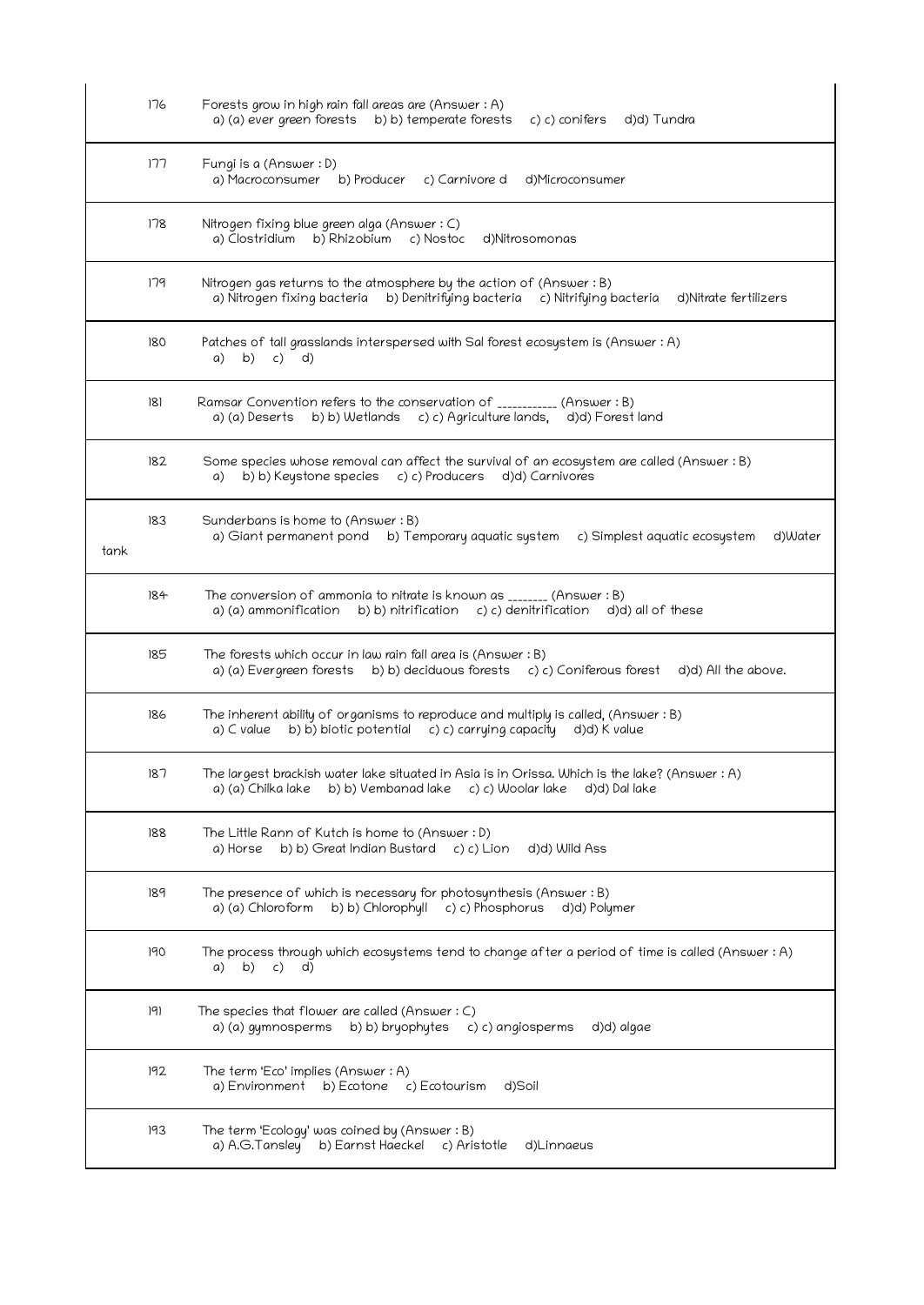| | | |
|---|---|---|
| | 176 | Forests grow in high rain fall areas are (Answer : A)<br>a) (a) ever green forests b) b) temperate forests c) c) conifers d)d) Tundra |
| | 177 | Fungi is a (Answer : D)<br>a) Macroconsumer b) Producer c) Carnivore d d)Microconsumer |
| | 178 | Nitrogen fixing blue green alga (Answer : C)<br>a) Clostridium b) Rhizobium c) Nostoc d)Nitrosomonas |
| | 179 | Nitrogen gas returns to the atmosphere by the action of (Answer : B)<br>a) Nitrogen fixing bacteria b) Denitrifying bacteria c) Nitrifying bacteria d)Nitrate fertilizers |
| | 180 | Patches of tall grasslands interspersed with Sal forest ecosystem is (Answer : A)<br>a) b) c) d) |
| | 181 | Ramsar Convention refers to the conservation of ___________ (Answer : B)<br>a) (a) Deserts b) b) Wetlands c) c) Agriculture lands, d)d) Forest land |
| | 182 | Some species whose removal can affect the survival of an ecosystem are called (Answer : B)<br>a) b) b) Keystone species c) c) Producers d)d) Carnivores |
| tank | 183 | Sunderbans is home to (Answer : B)<br>a) Giant permanent pond b) Temporary aquatic system c) Simplest aquatic ecosystem d)Water |
| | 184 | The conversion of ammonia to nitrate is known as _______ (Answer : B)<br>a) (a) ammonification b) b) nitrification c) c) denitrification d)d) all of these |
| | 185 | The forests which occur in law rain fall area is (Answer : B)<br>a) (a) Evergreen forests b) b) deciduous forests c) c) Coniferous forest d)d) All the above. |
| | 186 | The inherent ability of organisms to reproduce and multiply is called, (Answer : B)<br>a) C value b) b) biotic potential c) c) carrying capacity d)d) K value |
| | 187 | The largest brackish water lake situated in Asia is in Orissa. Which is the lake? (Answer : A)<br>a) (a) Chilka lake b) b) Vembanad lake c) c) Woolar lake d)d) Dal lake |
| | 188 | The Little Rann of Kutch is home to (Answer : D)<br>a) Horse b) b) Great Indian Bustard c) c) Lion d)d) Wild Ass |
| | 189 | The presence of which is necessary for photosynthesis (Answer : B)<br>a) (a) Chloroform b) b) Chlorophyll c) c) Phosphorus d)d) Polymer |
| | 190 | The process through which ecosystems tend to change after a period of time is called (Answer : A)<br>a) b) c) d) |
| | 191 | The species that flower are called (Answer : C)<br>a) (a) gymnosperms b) b) bryophytes c) c) angiosperms d)d) algae |
| | 192 | The term 'Eco' implies (Answer : A)<br>a) Environment b) Ecotone c) Ecotourism d)Soil |
| | 193 | The term 'Ecology' was coined by (Answer : B)<br>a) A.G.Tansley b) Earnst Haeckel c) Aristotle d)Linnaeus |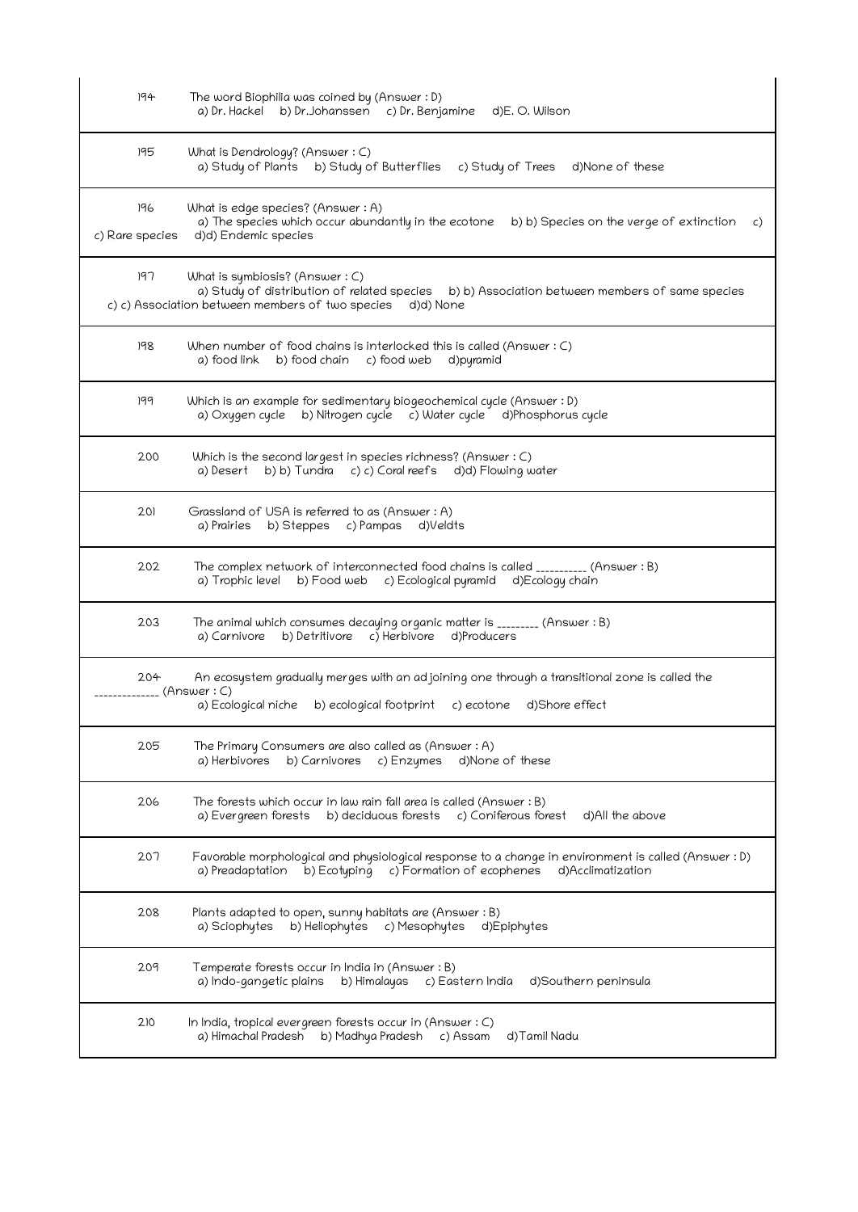| | |
|---|---|
| 194 | The word Biophilia was coined by (Answer : D)<br>a) Dr. Hackel b) Dr.Johanssen c) Dr. Benjamine d)E. O. Wilson |
| 195 | What is Dendrology? (Answer : C)<br>a) Study of Plants b) Study of Butterflies c) Study of Trees d)None of these |
| 196 | What is edge species? (Answer : A)<br>a) The species which occur abundantly in the ecotone b) b) Species on the verge of extinction c) c) Rare species d)d) Endemic species |
| 197 | What is symbiosis? (Answer : C)<br>a) Study of distribution of related species b) b) Association between members of same species c) c) Association between members of two species d)d) None |
| 198 | When number of food chains is interlocked this is called (Answer : C)<br>a) food link b) food chain c) food web d)pyramid |
| 199 | Which is an example for sedimentary biogeochemical cycle (Answer : D)<br>a) Oxygen cycle b) Nitrogen cycle c) Water cycle d)Phosphorus cycle |
| 200 | Which is the second largest in species richness? (Answer : C)<br>a) Desert b) b) Tundra c) c) Coral reefs d)d) Flowing water |
| 201 | Grassland of USA is referred to as (Answer : A)<br>a) Prairies b) Steppes c) Pampas d)Veldts |
| 202 | The complex network of interconnected food chains is called __________ (Answer : B)<br>a) Trophic level b) Food web c) Ecological pyramid d)Ecology chain |
| 203 | The animal which consumes decaying organic matter is ________ (Answer : B)<br>a) Carnivore b) Detritivore c) Herbivore d)Producers |
| 204 | An ecosystem gradually merges with an adjoining one through a transitional zone is called the ______________ (Answer : C)<br>a) Ecological niche b) ecological footprint c) ecotone d)Shore effect |
| 205 | The Primary Consumers are also called as (Answer : A)<br>a) Herbivores b) Carnivores c) Enzymes d)None of these |
| 206 | The forests which occur in low rain fall area is called (Answer : B)<br>a) Evergreen forests b) deciduous forests c) Coniferous forest d)All the above |
| 207 | Favorable morphological and physiological response to a change in environment is called (Answer : D)<br>a) Preadaptation b) Ecotyping c) Formation of ecophenes d)Acclimatization |
| 208 | Plants adapted to open, sunny habitats are (Answer : B)<br>a) Sciophytes b) Heliophytes c) Mesophytes d)Epiphytes |
| 209 | Temperate forests occur in India in (Answer : B)<br>a) Indo-gangetic plains b) Himalayas c) Eastern India d)Southern peninsula |
| 210 | In India, tropical evergreen forests occur in (Answer : C)<br>a) Himachal Pradesh b) Madhya Pradesh c) Assam d)Tamil Nadu |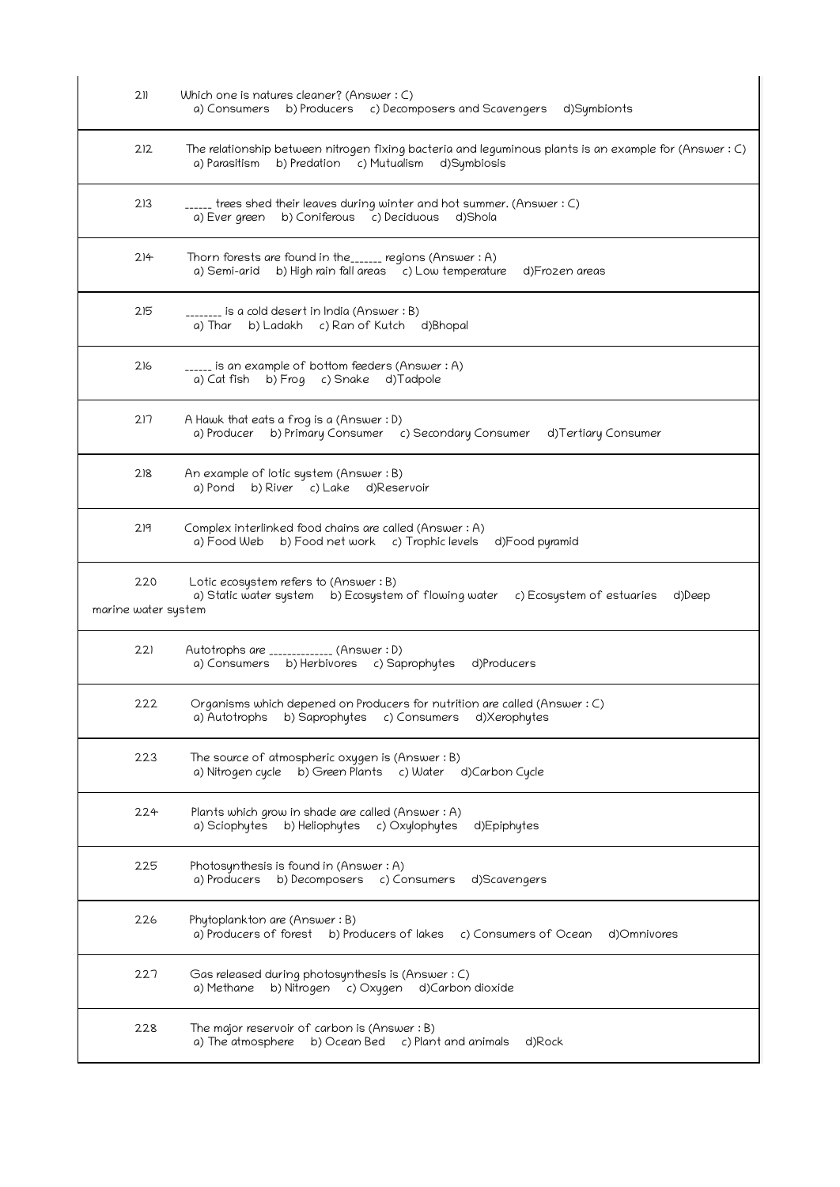| | |
|---|---|
| 211 | Which one is natures cleaner? (Answer : C)<br>a) Consumers b) Producers c) Decomposers and Scavengers d)Symbionts |
| 212 | The relationship between nitrogen fixing bacteria and leguminous plants is an example for (Answer : C)<br>a) Parasitism b) Predation c) Mutualism d)Symbiosis |
| 213 | ______ trees shed their leaves during winter and hot summer. (Answer : C)<br>a) Ever green b) Coniferous c) Deciduous d)Shola |
| 214 | Thorn forests are found in the______ regions (Answer : A)<br>a) Semi-arid b) High rain fall areas c) Low temperature d)Frozen areas |
| 215 | ________ is a cold desert in India (Answer : B)<br>a) Thar b) Ladakh c) Ran of Kutch d)Bhopal |
| 216 | ______ is an example of bottom feeders (Answer : A)<br>a) Cat fish b) Frog c) Snake d)Tadpole |
| 217 | A Hawk that eats a frog is a (Answer : D)<br>a) Producer b) Primary Consumer c) Secondary Consumer d)Tertiary Consumer |
| 218 | An example of lotic system (Answer : B)<br>a) Pond b) River c) Lake d)Reservoir |
| 219 | Complex interlinked food chains are called (Answer : A)<br>a) Food Web b) Food net work c) Trophic levels d)Food pyramid |
| 220 | Lotic ecosystem refers to (Answer : B)<br>a) Static water system b) Ecosystem of flowing water c) Ecosystem of estuaries d)Deep marine water system |
| 221 | Autotrophs are _____________ (Answer : D)<br>a) Consumers b) Herbivores c) Saprophytes d)Producers |
| 222 | Organisms which depened on Producers for nutrition are called (Answer : C)<br>a) Autotrophs b) Saprophytes c) Consumers d)Xerophytes |
| 223 | The source of atmospheric oxygen is (Answer : B)<br>a) Nitrogen cycle b) Green Plants c) Water d)Carbon Cycle |
| 224 | Plants which grow in shade are called (Answer : A)<br>a) Sciophytes b) Heliophytes c) Oxylophytes d)Epiphytes |
| 225 | Photosynthesis is found in (Answer : A)<br>a) Producers b) Decomposers c) Consumers d)Scavengers |
| 226 | Phytoplankton are (Answer : B)<br>a) Producers of forest b) Producers of lakes c) Consumers of Ocean d)Omnivores |
| 227 | Gas released during photosynthesis is (Answer : C)<br>a) Methane b) Nitrogen c) Oxygen d)Carbon dioxide |
| 228 | The major reservoir of carbon is (Answer : B)<br>a) The atmosphere b) Ocean Bed c) Plant and animals d)Rock |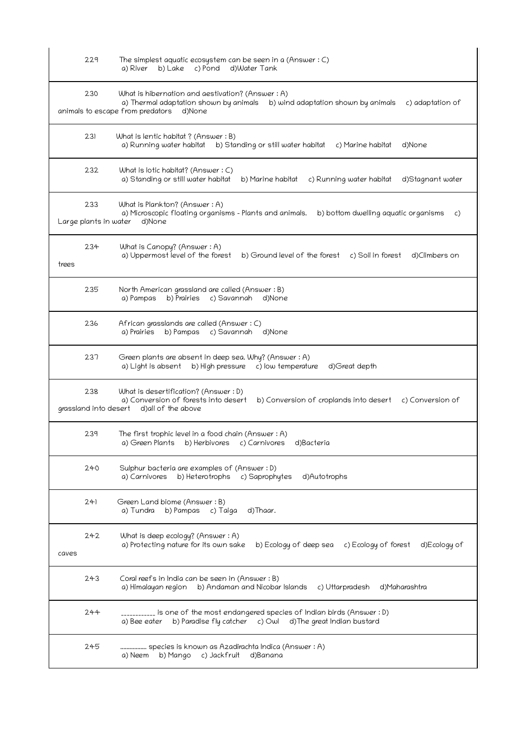229 The simplest aquatic ecosystem can be seen in a (Answer : C)
a) River b) Lake c) Pond d)Water Tank

230 What is hibernation and aestivation? (Answer : A)
a) Thermal adaptation shown by animals b) wind adaptation shown by animals c) adaptation of animals to escape from predators d)None

231 What is lentic habitat ? (Answer : B)
a) Running water habitat b) Standing or still water habitat c) Marine habitat d)None

232 What is lotic habitat? (Answer : C)
a) Standing or still water habitat b) Marine habitat c) Running water habitat d)Stagnant water

233 What is Plankton? (Answer : A)
a) Microscopic floating organisms - Plants and animals. b) bottom dwelling aquatic organisms c) Large plants in water d)None

234 What is Canopy? (Answer : A)
a) Uppermost level of the forest b) Ground level of the forest c) Soil in forest d)Climbers on trees

235 North American grassland are called (Answer : B)
a) Pampas b) Prairies c) Savannah d)None

236 African grasslands are called (Answer : C)
a) Prairies b) Pampas c) Savannah d)None

237 Green plants are absent in deep sea. Why? (Answer : A)
a) Light is absent b) High pressure c) low temperature d)Great depth

238 What is desertification? (Answer : D)
a) Conversion of forests into desert b) Conversion of croplands into desert c) Conversion of grassland into desert d)all of the above

239 The first trophic level in a food chain (Answer : A)
a) Green Plants b) Herbivores c) Carnivores d)Bacteria

240 Sulphur bacteria are examples of (Answer : D)
a) Carnivores b) Heterotrophs c) Saprophytes d)Autotrophs

241 Green Land biome (Answer : B)
a) Tundra b) Pampas c) Taiga d)Thaar.

242 What is deep ecology? (Answer : A)
a) Protecting nature for its own sake b) Ecology of deep sea c) Ecology of forest d)Ecology of caves

243 Coral reefs in India can be seen in (Answer : B)
a) Himalayan region b) Andaman and Nicobar Islands c) Uttarpradesh d)Maharashtra

244 ___________ is one of the most endangered species of Indian birds (Answer : D)
a) Bee eater b) Paradise fly catcher c) Owl d)The great Indian bustard

245 ................ species is known as Azadirachta Indica (Answer : A)
a) Neem b) Mango c) Jackfruit d)Banana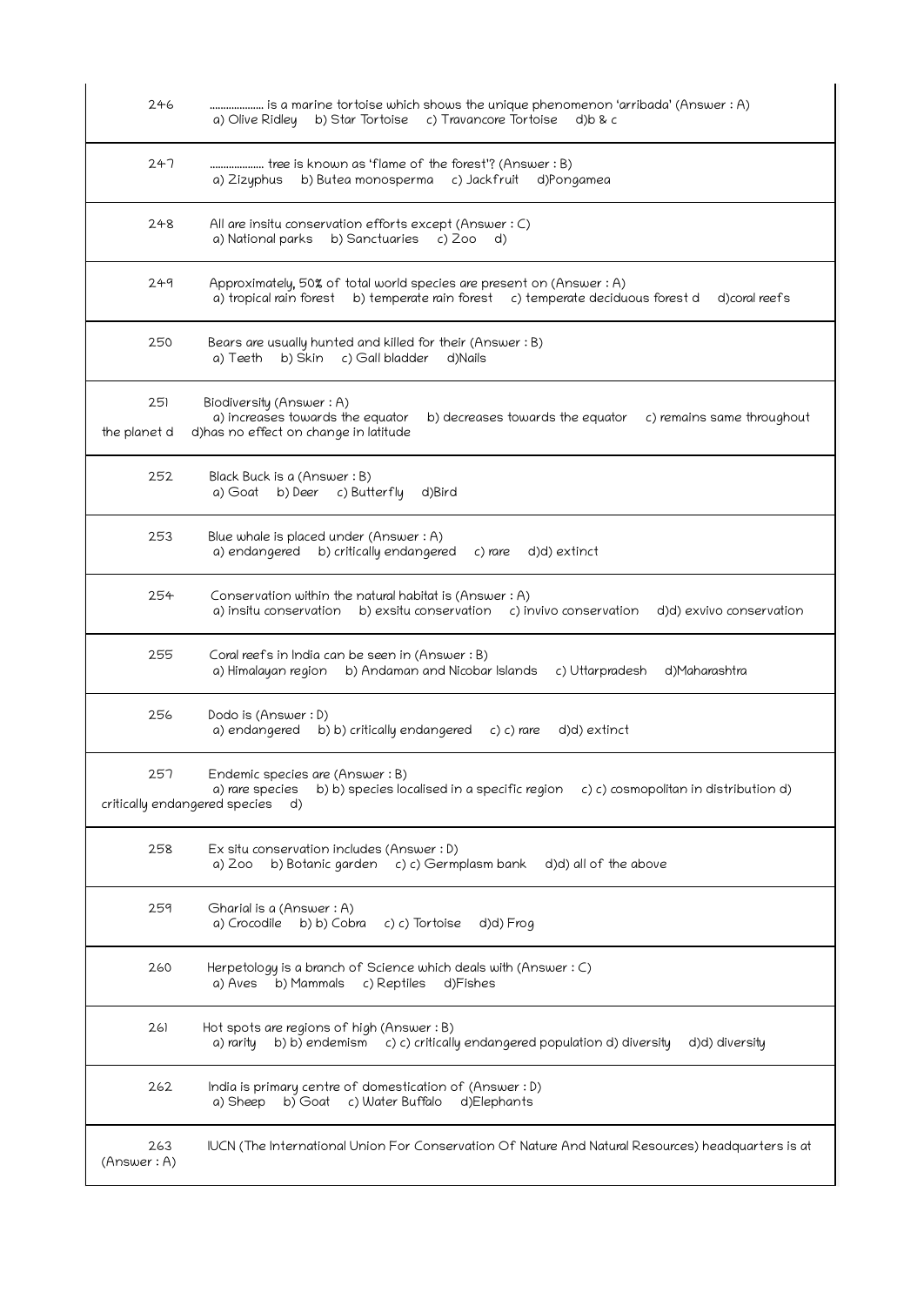| | |
|---|---|
| 246 | .................. is a marine tortoise which shows the unique phenomenon 'arribada' (Answer : A)<br>a) Olive Ridley   b) Star Tortoise   c) Travancore Tortoise   d)b & c |
| 247 | .................. tree is known as 'flame of the forest'? (Answer : B)<br>a) Zizyphus   b) Butea monosperma   c) Jackfruit   d)Pongamea |
| 248 | All are insitu conservation efforts except (Answer : C)<br>a) National parks   b) Sanctuaries   c) Zoo   d) |
| 249 | Approximately, 50% of total world species are present on (Answer : A)<br>a) tropical rain forest   b) temperate rain forest   c) temperate deciduous forest d   d)coral reefs |
| 250 | Bears are usually hunted and killed for their (Answer : B)<br>a) Teeth   b) Skin   c) Gall bladder   d)Nails |
| 251 | Biodiversity (Answer : A)<br>a) increases towards the equator   b) decreases towards the equator   c) remains same throughout the planet d   d)has no effect on change in latitude |
| 252 | Black Buck is a (Answer : B)<br>a) Goat   b) Deer   c) Butterfly   d)Bird |
| 253 | Blue whale is placed under (Answer : A)<br>a) endangered   b) critically endangered   c) rare   d)d) extinct |
| 254 | Conservation within the natural habitat is (Answer : A)<br>a) insitu conservation   b) exsitu conservation   c) invivo conservation   d)d) exvivo conservation |
| 255 | Coral reefs in India can be seen in (Answer : B)<br>a) Himalayan region   b) Andaman and Nicobar Islands   c) Uttarpradesh   d)Maharashtra |
| 256 | Dodo is (Answer : D)<br>a) endangered   b) b) critically endangered   c) c) rare   d)d) extinct |
| 257 | Endemic species are (Answer : B)<br>a) rare species   b) b) species localised in a specific region   c) c) cosmopolitan in distribution d) critically endangered species   d) |
| 258 | Ex situ conservation includes (Answer : D)<br>a) Zoo   b) Botanic garden   c) c) Germplasm bank   d)d) all of the above |
| 259 | Gharial is a (Answer : A)<br>a) Crocodile   b) b) Cobra   c) c) Tortoise   d)d) Frog |
| 260 | Herpetology is a branch of Science which deals with (Answer : C)<br>a) Aves   b) Mammals   c) Reptiles   d)Fishes |
| 261 | Hot spots are regions of high (Answer : B)<br>a) rarity   b) b) endemism   c) c) critically endangered population d) diversity   d)d) diversity |
| 262 | India is primary centre of domestication of (Answer : D)<br>a) Sheep   b) Goat   c) Water Buffalo   d)Elephants |
| 263 | IUCN (The International Union For Conservation Of Nature And Natural Resources) headquarters is at (Answer : A) |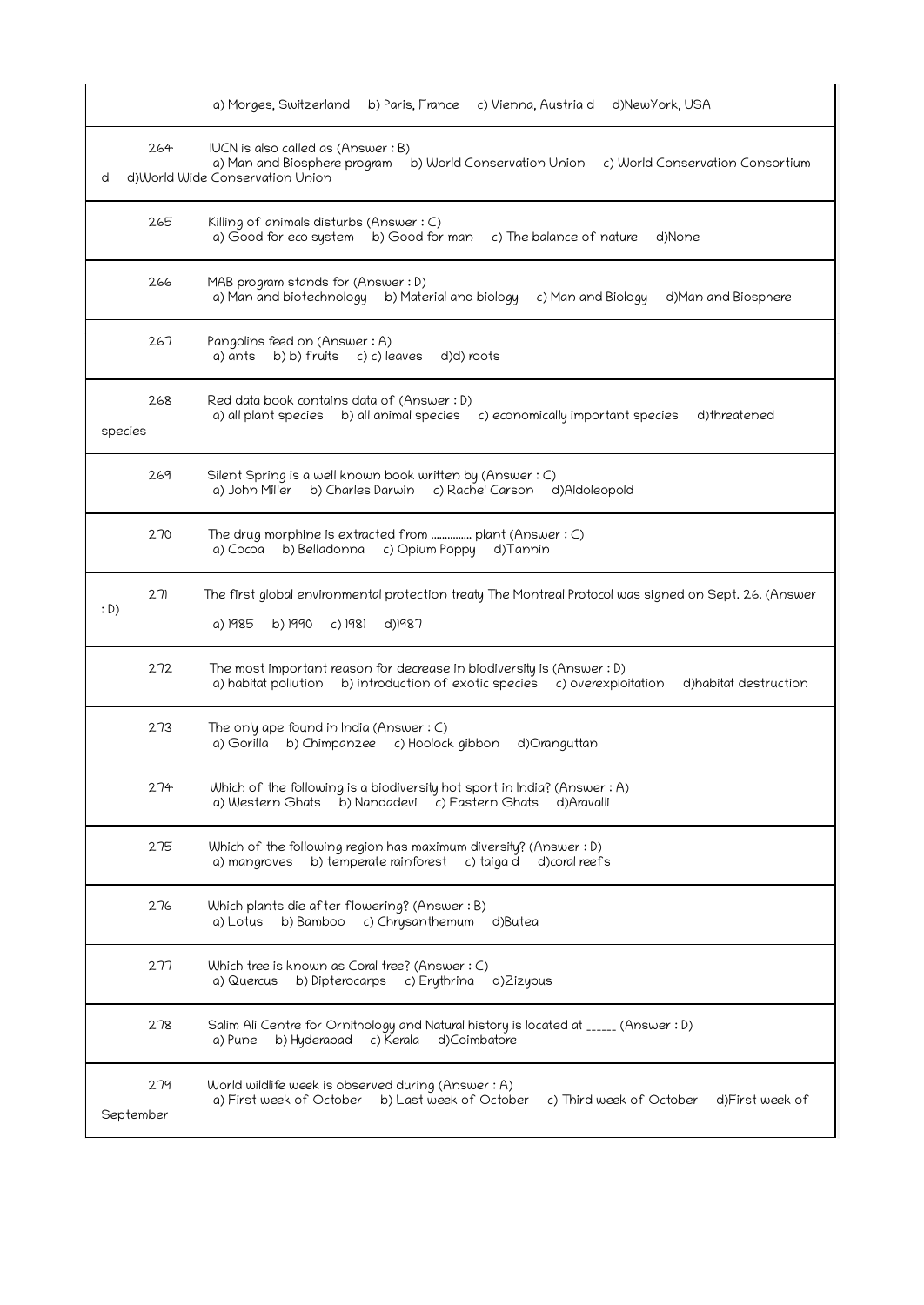| | |
|---|---|
| | a) Morges, Switzerland b) Paris, France c) Vienna, Austria d d)NewYork, USA |
| 264 | IUCN is also called as (Answer : B)<br>a) Man and Biosphere program b) World Conservation Union c) World Conservation Consortium d d)World Wide Conservation Union |
| 265 | Killing of animals disturbs (Answer : C)<br>a) Good for eco system b) Good for man c) The balance of nature d)None |
| 266 | MAB program stands for (Answer : D)<br>a) Man and biotechnology b) Material and biology c) Man and Biology d)Man and Biosphere |
| 267 | Pangolins feed on (Answer : A)<br>a) ants b) b) fruits c) c) leaves d)d) roots |
| 268 | Red data book contains data of (Answer : D)<br>a) all plant species b) all animal species c) economically important species d)threatened species |
| 269 | Silent Spring is a well known book written by (Answer : C)<br>a) John Miller b) Charles Darwin c) Rachel Carson d)Aldoleopold |
| 270 | The drug morphine is extracted from .............. plant (Answer : C)<br>a) Cocoa b) Belladonna c) Opium Poppy d)Tannin |
| 271 | The first global environmental protection treaty The Montreal Protocol was signed on Sept. 26. (Answer : D)<br>a) 1985 b) 1990 c) 1981 d)1987 |
| 272 | The most important reason for decrease in biodiversity is (Answer : D)<br>a) habitat pollution b) introduction of exotic species c) overexploitation d)habitat destruction |
| 273 | The only ape found in India (Answer : C)<br>a) Gorilla b) Chimpanzee c) Hoolock gibbon d)Oranguttan |
| 274 | Which of the following is a biodiversity hot sport in India? (Answer : A)<br>a) Western Ghats b) Nandadevi c) Eastern Ghats d)Aravalli |
| 275 | Which of the following region has maximum diversity? (Answer : D)<br>a) mangroves b) temperate rainforest c) taiga d d)coral reefs |
| 276 | Which plants die after flowering? (Answer : B)<br>a) Lotus b) Bamboo c) Chrysanthemum d)Butea |
| 277 | Which tree is known as Coral tree? (Answer : C)<br>a) Quercus b) Dipterocarps c) Erythrina d)Zizypus |
| 278 | Salim Ali Centre for Ornithology and Natural history is located at ______ (Answer : D)<br>a) Pune b) Hyderabad c) Kerala d)Coimbatore |
| 279 | World wildlife week is observed during (Answer : A)<br>a) First week of October b) Last week of October c) Third week of October d)First week of September |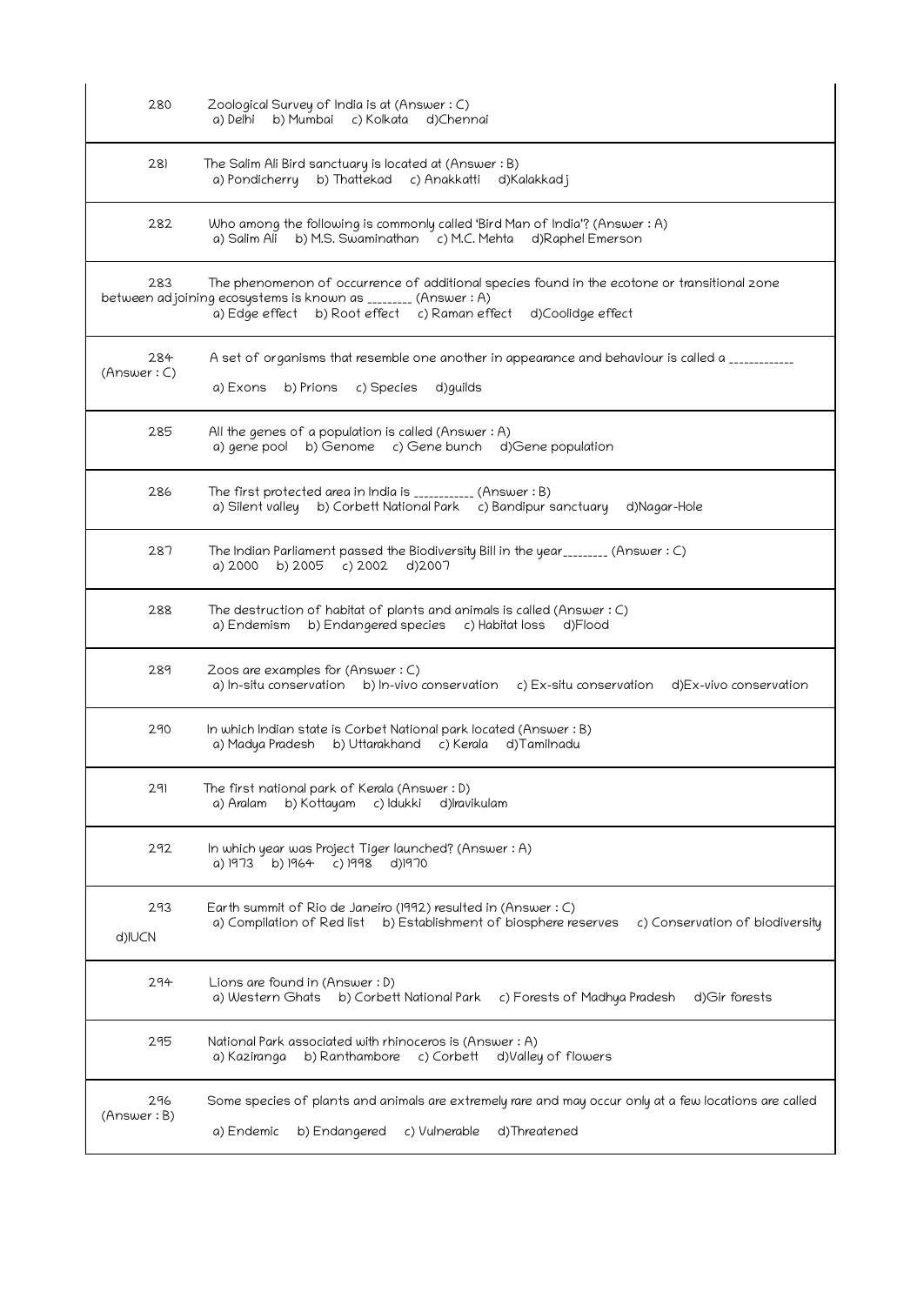280 Zoological Survey of India is at (Answer : C)
a) Delhi b) Mumbai c) Kolkata d)Chennai

281 The Salim Ali Bird sanctuary is located at (Answer : B)
a) Pondicherry b) Thattekad c) Anakkatti d)Kalakkadj

282 Who among the following is commonly called 'Bird Man of India'? (Answer : A)
a) Salim Ali b) M.S. Swaminathan c) M.C. Mehta d)Raphel Emerson

283 The phenomenon of occurrence of additional species found in the ecotone or transitional zone between adjoining ecosystems is known as ________ (Answer : A)
a) Edge effect b) Root effect c) Raman effect d)Coolidge effect

284 A set of organisms that resemble one another in appearance and behaviour is called a ____________
(Answer : C)
a) Exons b) Prions c) Species d)guilds

285 All the genes of a population is called (Answer : A)
a) gene pool b) Genome c) Gene bunch d)Gene population

286 The first protected area in India is ___________ (Answer : B)
a) Silent valley b) Corbett National Park c) Bandipur sanctuary d)Nagar-Hole

287 The Indian Parliament passed the Biodiversity Bill in the year________ (Answer : C)
a) 2000 b) 2005 c) 2002 d)2007

288 The destruction of habitat of plants and animals is called (Answer : C)
a) Endemism b) Endangered species c) Habitat loss d)Flood

289 Zoos are examples for (Answer : C)
a) In-situ conservation b) In-vivo conservation c) Ex-situ conservation d)Ex-vivo conservation

290 In which Indian state is Corbet National park located (Answer : B)
a) Madya Pradesh b) Uttarakhand c) Kerala d)Tamilnadu

291 The first national park of Kerala (Answer : D)
a) Aralam b) Kottayam c) Idukki d)Iravikulam

292 In which year was Project Tiger launched? (Answer : A)
a) 1973 b) 1964 c) 1998 d)1970

293 Earth summit of Rio de Janeiro (1992) resulted in (Answer : C)
a) Compilation of Red list b) Establishment of biosphere reserves c) Conservation of biodiversity d)IUCN

294 Lions are found in (Answer : D)
a) Western Ghats b) Corbett National Park c) Forests of Madhya Pradesh d)Gir forests

295 National Park associated with rhinoceros is (Answer : A)
a) Kaziranga b) Ranthambore c) Corbett d)Valley of flowers

296 Some species of plants and animals are extremely rare and may occur only at a few locations are called
(Answer : B)
a) Endemic b) Endangered c) Vulnerable d)Threatened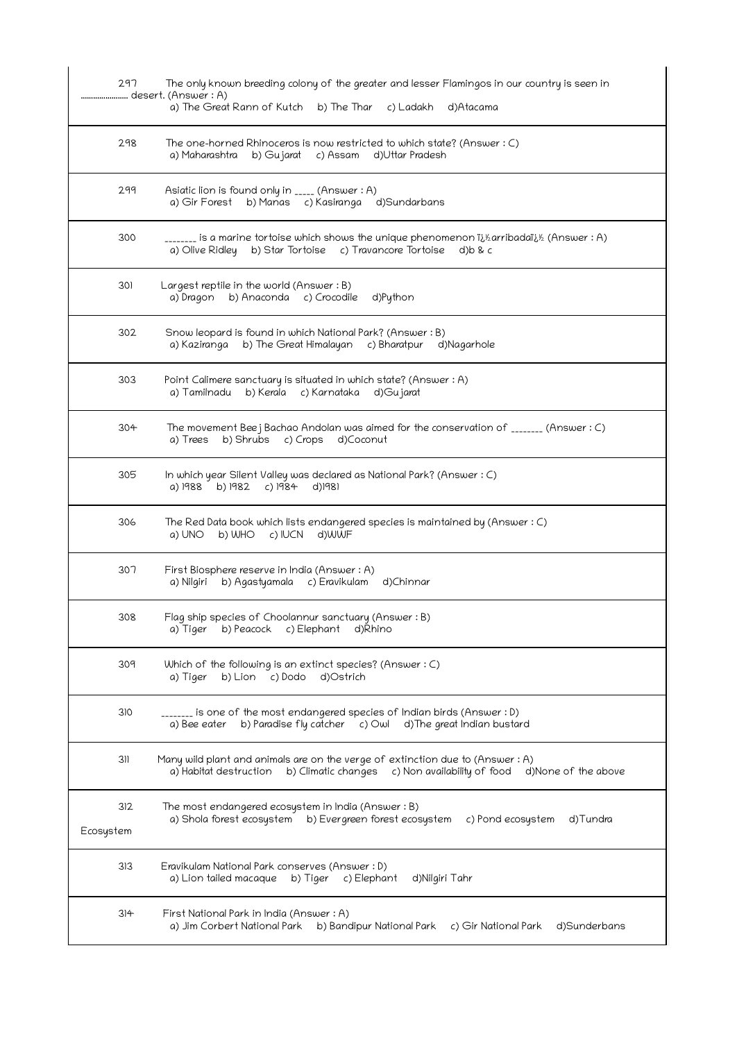| | |
|---|---|
| 297 | The only known breeding colony of the greater and lesser Flamingos in our country is seen in ....................... desert. (Answer : A)<br>a) The Great Rann of Kutch b) The Thar c) Ladakh d)Atacama |
| 298 | The one-horned Rhinoceros is now restricted to which state? (Answer : C)<br>a) Maharashtra b) Gujarat c) Assam d)Uttar Pradesh |
| 299 | Asiatic lion is found only in _____ (Answer : A)<br>a) Gir Forest b) Manas c) Kasiranga d)Sundarbans |
| 300 | ________ is a marine tortoise which shows the unique phenomenon ï¿½arribadaï¿½ (Answer : A)<br>a) Olive Ridley b) Star Tortoise c) Travancore Tortoise d)b & c |
| 301 | Largest reptile in the world (Answer : B)<br>a) Dragon b) Anaconda c) Crocodile d)Python |
| 302 | Snow leopard is found in which National Park? (Answer : B)<br>a) Kaziranga b) The Great Himalayan c) Bharatpur d)Nagarhole |
| 303 | Point Calimere sanctuary is situated in which state? (Answer : A)<br>a) Tamilnadu b) Kerala c) Karnataka d)Gujarat |
| 304 | The movement Beej Bachao Andolan was aimed for the conservation of ________ (Answer : C)<br>a) Trees b) Shrubs c) Crops d)Coconut |
| 305 | In which year Silent Valley was declared as National Park? (Answer : C)<br>a) 1988 b) 1982 c) 1984 d)1981 |
| 306 | The Red Data book which lists endangered species is maintained by (Answer : C)<br>a) UNO b) WHO c) IUCN d)WWF |
| 307 | First Biosphere reserve in India (Answer : A)<br>a) Nilgiri b) Agastyamala c) Eravikulam d)Chinnar |
| 308 | Flag ship species of Choolannur sanctuary (Answer : B)<br>a) Tiger b) Peacock c) Elephant d)Rhino |
| 309 | Which of the following is an extinct species? (Answer : C)<br>a) Tiger b) Lion c) Dodo d)Ostrich |
| 310 | ________ is one of the most endangered species of Indian birds (Answer : D)<br>a) Bee eater b) Paradise fly catcher c) Owl d)The great Indian bustard |
| 311 | Many wild plant and animals are on the verge of extinction due to (Answer : A)<br>a) Habitat destruction b) Climatic changes c) Non availability of food d)None of the above |
| 312 | The most endangered ecosystem in India (Answer : B)<br>a) Shola forest ecosystem b) Evergreen forest ecosystem c) Pond ecosystem d)Tundra Ecosystem |
| 313 | Eravikulam National Park conserves (Answer : D)<br>a) Lion tailed macaque b) Tiger c) Elephant d)Nilgiri Tahr |
| 314 | First National Park in India (Answer : A)<br>a) Jim Corbert National Park b) Bandipur National Park c) Gir National Park d)Sunderbans |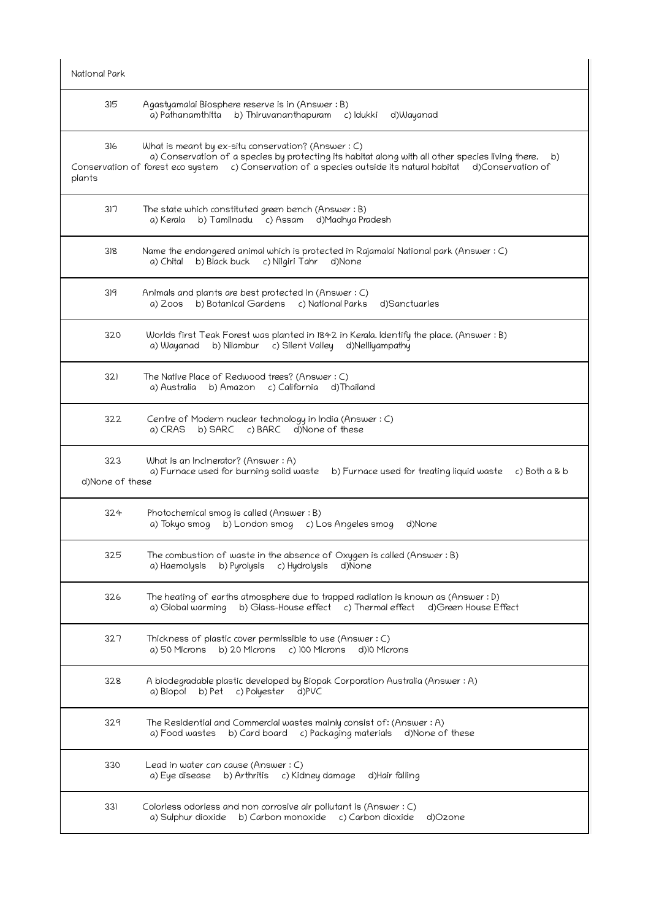National Park

315 Agastyamalai Biosphere reserve is in (Answer : B)
a) Pathanamthitta b) Thiruvananthapuram c) Idukki d)Wayanad

316 What is meant by ex-situ conservation? (Answer : C)
a) Conservation of a species by protecting its habitat along with all other species living there. b) Conservation of forest eco system c) Conservation of a species outside its natural habitat d)Conservation of plants

317 The state which constituted green bench (Answer : B)
a) Kerala b) Tamilnadu c) Assam d)Madhya Pradesh

318 Name the endangered animal which is protected in Rajamalai National park (Answer : C)
a) Chital b) Black buck c) Nilgiri Tahr d)None

319 Animals and plants are best protected in (Answer : C)
a) Zoos b) Botanical Gardens c) National Parks d)Sanctuaries

320 Worlds first Teak Forest was planted in 1842 in Kerala. Identify the place. (Answer : B)
a) Wayanad b) Nilambur c) Silent Valley d)Nelliyampathy

321 The Native Place of Redwood trees? (Answer : C)
a) Australia b) Amazon c) California d)Thailand

322 Centre of Modern nuclear technology in India (Answer : C)
a) CRAS b) SARC c) BARC d)None of these

323 What is an Incinerator? (Answer : A)
a) Furnace used for burning solid waste b) Furnace used for treating liquid waste c) Both a & b d)None of these

324 Photochemical smog is called (Answer : B)
a) Tokyo smog b) London smog c) Los Angeles smog d)None

325 The combustion of waste in the absence of Oxygen is called (Answer : B)
a) Haemolysis b) Pyrolysis c) Hydrolysis d)None

326 The heating of earths atmosphere due to trapped radiation is known as (Answer : D)
a) Global warming b) Glass-House effect c) Thermal effect d)Green House Effect

327 Thickness of plastic cover permissible to use (Answer : C)
a) 50 Microns b) 20 Microns c) 100 Microns d)10 Microns

328 A biodegradable plastic developed by Biopak Corporation Australia (Answer : A)
a) Biopol b) Pet c) Polyester d)PVC

329 The Residential and Commercial wastes mainly consist of: (Answer : A)
a) Food wastes b) Card board c) Packaging materials d)None of these

330 Lead in water can cause (Answer : C)
a) Eye disease b) Arthritis c) Kidney damage d)Hair falling

331 Colorless odorless and non corrosive air pollutant is (Answer : C)
a) Sulphur dioxide b) Carbon monoxide c) Carbon dioxide d)Ozone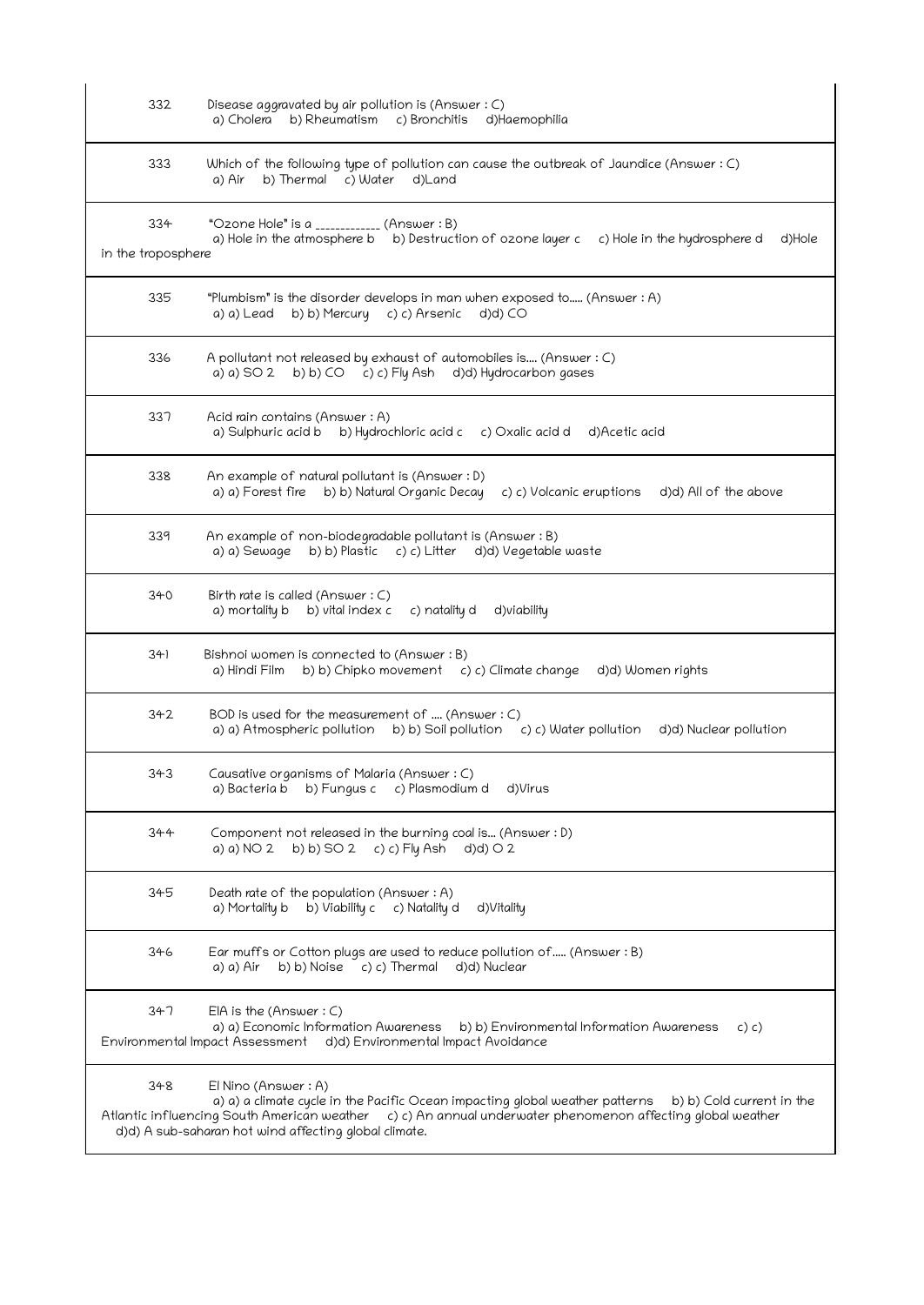332 Disease aggravated by air pollution is (Answer : C)
a) Cholera b) Rheumatism c) Bronchitis d)Haemophilia

333 Which of the following type of pollution can cause the outbreak of Jaundice (Answer : C)
a) Air b) Thermal c) Water d)Land

334 "Ozone Hole" is a ____________ (Answer : B)
a) Hole in the atmosphere b b) Destruction of ozone layer c c) Hole in the hydrosphere d d)Hole in the troposphere

335 "Plumbism" is the disorder develops in man when exposed to..... (Answer : A)
a) a) Lead b) b) Mercury c) c) Arsenic d)d) CO

336 A pollutant not released by exhaust of automobiles is.... (Answer : C)
a) a) $SO_2$ b) b) CO c) c) Fly Ash d)d) Hydrocarbon gases

337 Acid rain contains (Answer : A)
a) Sulphuric acid b b) Hydrochloric acid c c) Oxalic acid d d)Acetic acid

338 An example of natural pollutant is (Answer : D)
a) a) Forest fire b) b) Natural Organic Decay c) c) Volcanic eruptions d)d) All of the above

339 An example of non-biodegradable pollutant is (Answer : B)
a) a) Sewage b) b) Plastic c) c) Litter d)d) Vegetable waste

340 Birth rate is called (Answer : C)
a) mortality b b) vital index c c) natality d d)viability

341 Bishnoi women is connected to (Answer : B)
a) Hindi Film b) b) Chipko movement c) c) Climate change d)d) Women rights

342 BOD is used for the measurement of .... (Answer : C)
a) a) Atmospheric pollution b) b) Soil pollution c) c) Water pollution d)d) Nuclear pollution

343 Causative organisms of Malaria (Answer : C)
a) Bacteria b b) Fungus c c) Plasmodium d d)Virus

344 Component not released in the burning coal is... (Answer : D)
a) a) $NO_2$ b) b) $SO_2$ c) c) Fly Ash d)d) $O_2$

345 Death rate of the population (Answer : A)
a) Mortality b b) Viability c c) Natality d d)Vitality

346 Ear muffs or Cotton plugs are used to reduce pollution of..... (Answer : B)
a) a) Air b) b) Noise c) c) Thermal d)d) Nuclear

347 EIA is the (Answer : C)
a) a) Economic Information Awareness b) b) Environmental Information Awareness c) c) Environmental Impact Assessment d)d) Environmental Impact Avoidance

348 El Nino (Answer : A)
a) a) a climate cycle in the Pacific Ocean impacting global weather patterns b) b) Cold current in the Atlantic influencing South American weather c) c) An annual underwater phenomenon affecting global weather d)d) A sub-saharan hot wind affecting global climate.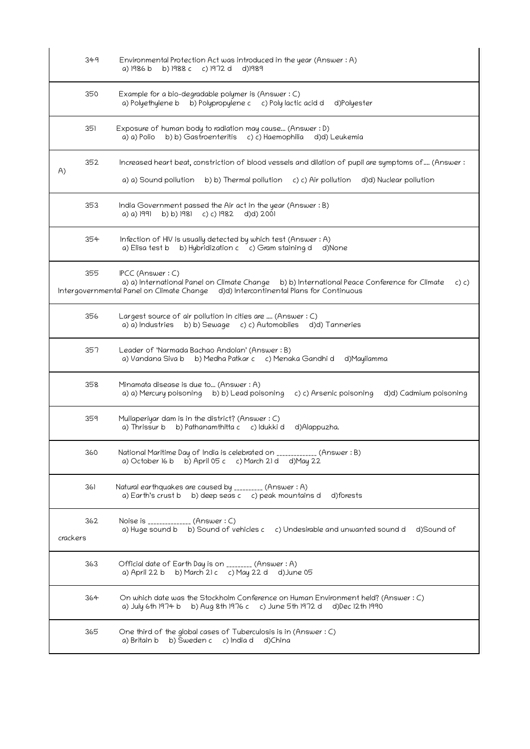| | |
|---|---|
| 349 | Environmental Protection Act was introduced in the year (Answer : A)<br>a) 1986 b b) 1988 c c) 1972 d d)1989 |
| 350 | Example for a bio-degradable polymer is (Answer : C)<br>a) Polyethylene b b) Polypropylene c c) Poly lactic acid d d)Polyester |
| 351 | Exposure of human body to radiation may cause... (Answer : D)<br>a) a) Polio b) b) Gastroenteritis c) c) Haemophilia d)d) Leukemia |
| 352 | Increased heart beat, constriction of blood vessels and dilation of pupil are symptoms of.... (Answer : A)<br>a) a) Sound pollution b) b) Thermal pollution c) c) Air pollution d)d) Nuclear pollution |
| 353 | India Government passed the Air act in the year (Answer : B)<br>a) a) 1991 b) b) 1981 c) c) 1982 d)d) 2001 |
| 354 | Infection of HIV is usually detected by which test (Answer : A)<br>a) Elisa test b b) Hybridization c c) Gram staining d d)None |
| 355 | IPCC (Answer : C)<br>a) a) International Panel on Climate Change b) b) International Peace Conference for Climate c) c) Intergovernmental Panel on Climate Change d)d) Intercontinental Plans for Continuous |
| 356 | Largest source of air pollution in cities are .... (Answer : C)<br>a) a) Industries b) b) Sewage c) c) Automobiles d)d) Tanneries |
| 357 | Leader of 'Narmada Bachao Andolan' (Answer : B)<br>a) Vandana Siva b b) Medha Patkar c c) Menaka Gandhi d d)Mayilamma |
| 358 | Minamata disease is due to... (Answer : A)<br>a) a) Mercury poisoning b) b) Lead poisoning c) c) Arsenic poisoning d)d) Cadmium poisoning |
| 359 | Mullaperiyar dam is in the district? (Answer : C)<br>a) Thrissur b b) Pathanamthitta c c) Idukki d d)Alappuzha. |
| 360 | National Maritime Day of India is celebrated on _____________ (Answer : B)<br>a) October 16 b b) April 05 c c) March 21 d d)May 22 |
| 361 | Natural earthquakes are caused by _________ (Answer : A)<br>a) Earth's crust b b) deep seas c c) peak mountains d d)forests |
| 362 | Noise is ______________ (Answer : C)<br>a) Huge sound b b) Sound of vehicles c c) Undesirable and unwanted sound d d)Sound of crackers |
| 363 | Official date of Earth Day is on ________ (Answer : A)<br>a) April 22 b b) March 21 c c) May 22 d d)June 05 |
| 364 | On which date was the Stockholm Conference on Human Environment held? (Answer : C)<br>a) July 6th 1974 b b) Aug 8th 1976 c c) June 5th 1972 d d)Dec 12th 1990 |
| 365 | One third of the global cases of Tuberculosis is in (Answer : C)<br>a) Britain b b) Sweden c c) India d d)China |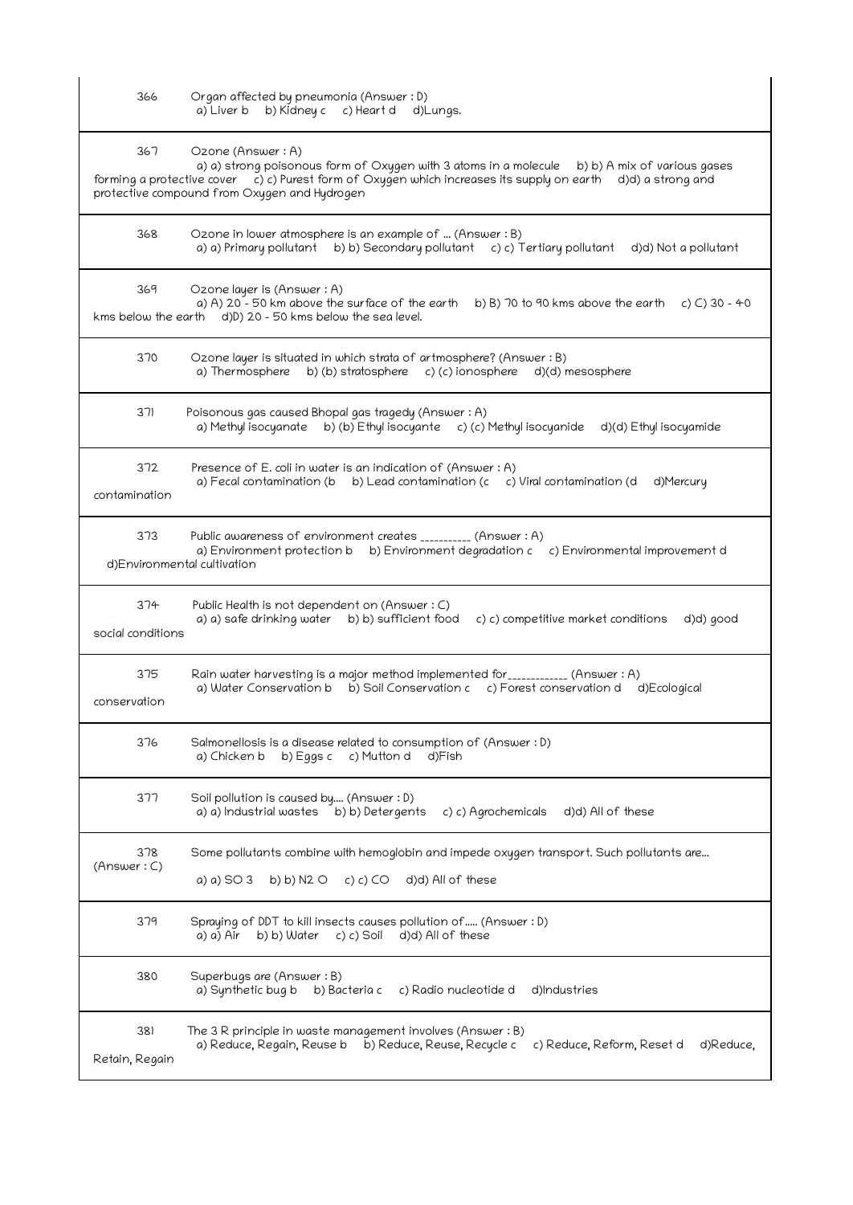366 Organ affected by pneumonia (Answer : D)
a) Liver b b) Kidney c c) Heart d d)Lungs.

367 Ozone (Answer : A)
a) a) strong poisonous form of Oxygen with 3 atoms in a molecule b) b) A mix of various gases forming a protective cover c) c) Purest form of Oxygen which increases its supply on earth d)d) a strong and protective compound from Oxygen and Hydrogen

368 Ozone in lower atmosphere is an example of ... (Answer : B)
a) a) Primary pollutant b) b) Secondary pollutant c) c) Tertiary pollutant d)d) Not a pollutant

369 Ozone layer is (Answer : A)
a) A) 20 - 50 km above the surface of the earth b) B) 70 to 90 kms above the earth c) C) 30 - 40 kms below the earth d)D) 20 - 50 kms below the sea level.

370 Ozone layer is situated in which strata of artmosphere? (Answer : B)
a) Thermosphere b) (b) stratosphere c) (c) ionosphere d)(d) mesosphere

371 Poisonous gas caused Bhopal gas tragedy (Answer : A)
a) Methyl isocyanate b) (b) Ethyl isocyante c) (c) Methyl isocyanide d)(d) Ethyl isocyamide

372 Presence of E. coli in water is an indication of (Answer : A)
a) Fecal contamination (b b) Lead contamination (c c) Viral contamination (d d)Mercury contamination

373 Public awareness of environment creates __________ (Answer : A)
a) Environment protection b b) Environment degradation c c) Environmental improvement d d)Environmental cultivation

374 Public Health is not dependent on (Answer : C)
a) a) safe drinking water b) b) sufficient food c) c) competitive market conditions d)d) good social conditions

375 Rain water harvesting is a major method implemented for____________ (Answer : A)
a) Water Conservation b b) Soil Conservation c c) Forest conservation d d)Ecological conservation

376 Salmonellosis is a disease related to consumption of (Answer : D)
a) Chicken b b) Eggs c c) Mutton d d)Fish

377 Soil pollution is caused by.... (Answer : D)
a) a) Industrial wastes b) b) Detergents c) c) Agrochemicals d)d) All of these

378 Some pollutants combine with hemoglobin and impede oxygen transport. Such pollutants are... (Answer : C)
a) a) $SO_3$ b) b) $N_2O$ c) c) CO d)d) All of these

379 Spraying of DDT to kill insects causes pollution of..... (Answer : D)
a) a) Air b) b) Water c) c) Soil d)d) All of these

380 Superbugs are (Answer : B)
a) Synthetic bug b b) Bacteria c c) Radio nucleotide d d)Industries

381 The 3 R principle in waste management involves (Answer : B)
a) Reduce, Regain, Reuse b b) Reduce, Reuse, Recycle c c) Reduce, Reform, Reset d d)Reduce, Retain, Regain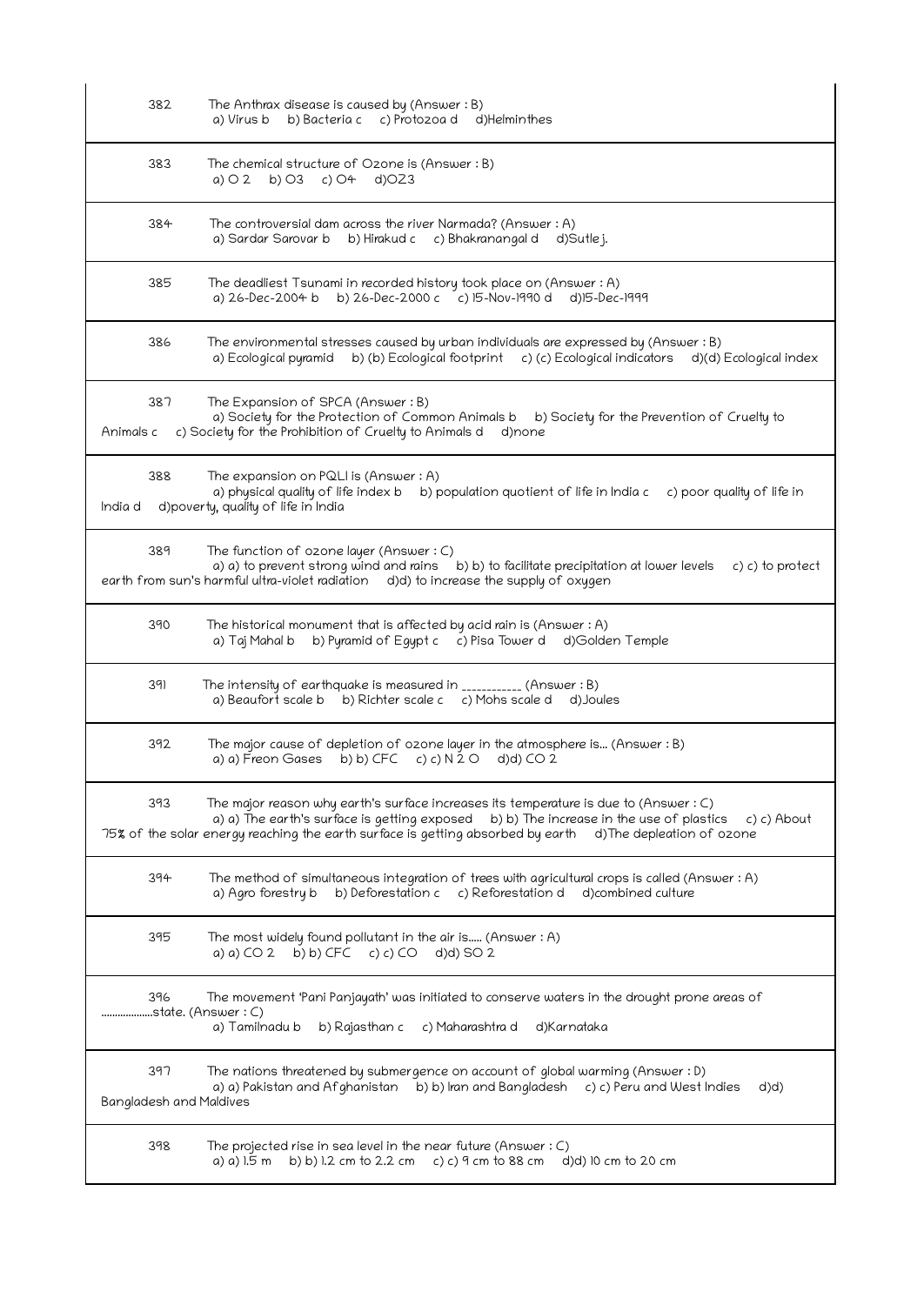382 The Anthrax disease is caused by (Answer : B)
a) Virus b b) Bacteria c c) Protozoa d d)Helminthes

383 The chemical structure of Ozone is (Answer : B)
a) $O_2$ b) $O_3$ c) $O_4$ d)OZ3

384 The controversial dam across the river Narmada? (Answer : A)
a) Sardar Sarovar b b) Hirakud c c) Bhakranangal d d)Sutlej.

385 The deadliest Tsunami in recorded history took place on (Answer : A)
a) 26-Dec-2004 b b) 26-Dec-2000 c c) 15-Nov-1990 d d)15-Dec-1999

386 The environmental stresses caused by urban individuals are expressed by (Answer : B)
a) Ecological pyramid b) (b) Ecological footprint c) (c) Ecological indicators d)(d) Ecological index

387 The Expansion of SPCA (Answer : B)
a) Society for the Protection of Common Animals b b) Society for the Prevention of Cruelty to Animals c c) Society for the Prohibition of Cruelty to Animals d d)none

388 The expansion on PQLI is (Answer : A)
a) physical quality of life index b b) population quotient of life in India c c) poor quality of life in India d d)poverty, quality of life in India

389 The function of ozone layer (Answer : C)
a) a) to prevent strong wind and rains b) b) to facilitate precipitation at lower levels c) c) to protect earth from sun's harmful ultra-violet radiation d)d) to increase the supply of oxygen

390 The historical monument that is affected by acid rain is (Answer : A)
a) Taj Mahal b b) Pyramid of Egypt c c) Pisa Tower d d)Golden Temple

391 The intensity of earthquake is measured in ___________ (Answer : B)
a) Beaufort scale b b) Richter scale c c) Mohs scale d d)Joules

392 The major cause of depletion of ozone layer in the atmosphere is... (Answer : B)
a) a) Freon Gases b) b) CFC c) c) $N_2O$ d)d) $CO_2$

393 The major reason why earth's surface increases its temperature is due to (Answer : C)
a) a) The earth's surface is getting exposed b) b) The increase in the use of plastics c) c) About 75% of the solar energy reaching the earth surface is getting absorbed by earth d)The depleation of ozone

394 The method of simultaneous integration of trees with agricultural crops is called (Answer : A)
a) Agro forestry b b) Deforestation c c) Reforestation d d)combined culture

395 The most widely found pollutant in the air is..... (Answer : A)
a) a) $CO_2$ b) b) CFC c) c) CO d)d) $SO_2$

396 The movement 'Pani Panjayath' was initiated to conserve waters in the drought prone areas of ...................state. (Answer : C)
a) Tamilnadu b b) Rajasthan c c) Maharashtra d d)Karnataka

397 The nations threatened by submergence on account of global warming (Answer : D)
a) a) Pakistan and Afghanistan b) b) Iran and Bangladesh c) c) Peru and West Indies d)d) Bangladesh and Maldives

398 The projected rise in sea level in the near future (Answer : C)
a) a) 1.5 m b) b) 1.2 cm to 2.2 cm c) c) 9 cm to 88 cm d)d) 10 cm to 20 cm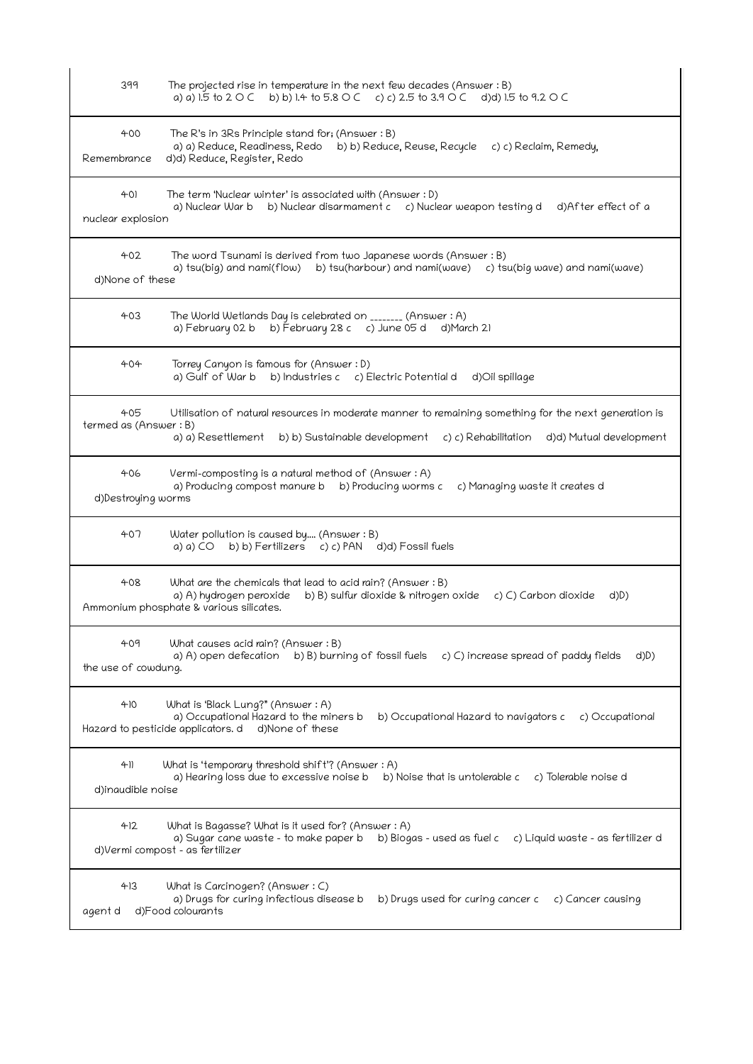399 The projected rise in temperature in the next few decades (Answer : B)
a) a) 1.5 to 2 O C b) b) 1.4 to 5.8 O C c) c) 2.5 to 3.9 O C d)d) 1.5 to 9.2 O C

400 The R's in 3Rs Principle stand for; (Answer : B)
a) a) Reduce, Readiness, Redo b) b) Reduce, Reuse, Recycle c) c) Reclaim, Remedy, Remembrance d)d) Reduce, Register, Redo

401 The term 'Nuclear winter' is associated with (Answer : D)
a) Nuclear War b b) Nuclear disarmament c c) Nuclear weapon testing d d)After effect of a nuclear explosion

402 The word Tsunami is derived from two Japanese words (Answer : B)
a) tsu(big) and nami(flow) b) tsu(harbour) and nami(wave) c) tsu(big wave) and nami(wave) d)None of these

403 The World Wetlands Day is celebrated on _______ (Answer : A)
a) February 02 b b) February 28 c c) June 05 d d)March 21

404 Torrey Canyon is famous for (Answer : D)
a) Gulf of War b b) Industries c c) Electric Potential d d)Oil spillage

405 Utilisation of natural resources in moderate manner to remaining something for the next generation is termed as (Answer : B)
a) a) Resettlement b) b) Sustainable development c) c) Rehabilitation d)d) Mutual development

406 Vermi-composting is a natural method of (Answer : A)
a) Producing compost manure b b) Producing worms c c) Managing waste it creates d d)Destroying worms

407 Water pollution is caused by.... (Answer : B)
a) a) CO b) b) Fertilizers c) c) PAN d)d) Fossil fuels

408 What are the chemicals that lead to acid rain? (Answer : B)
a) A) hydrogen peroxide b) B) sulfur dioxide & nitrogen oxide c) C) Carbon dioxide d)D) Ammonium phosphate & various silicates.

409 What causes acid rain? (Answer : B)
a) A) open defecation b) B) burning of fossil fuels c) C) increase spread of paddy fields d)D) the use of cowdung.

410 What is 'Black Lung?" (Answer : A)
a) Occupational Hazard to the miners b b) Occupational Hazard to navigators c c) Occupational Hazard to pesticide applicators. d d)None of these

411 What is 'temporary threshold shift'? (Answer : A)
a) Hearing loss due to excessive noise b b) Noise that is untolerable c c) Tolerable noise d d)inaudible noise

412 What is Bagasse? What is it used for? (Answer : A)
a) Sugar cane waste - to make paper b b) Biogas - used as fuel c c) Liquid waste - as fertilizer d d)Vermi compost - as fertilizer

413 What is Carcinogen? (Answer : C)
a) Drugs for curing infectious disease b b) Drugs used for curing cancer c c) Cancer causing agent d d)Food colourants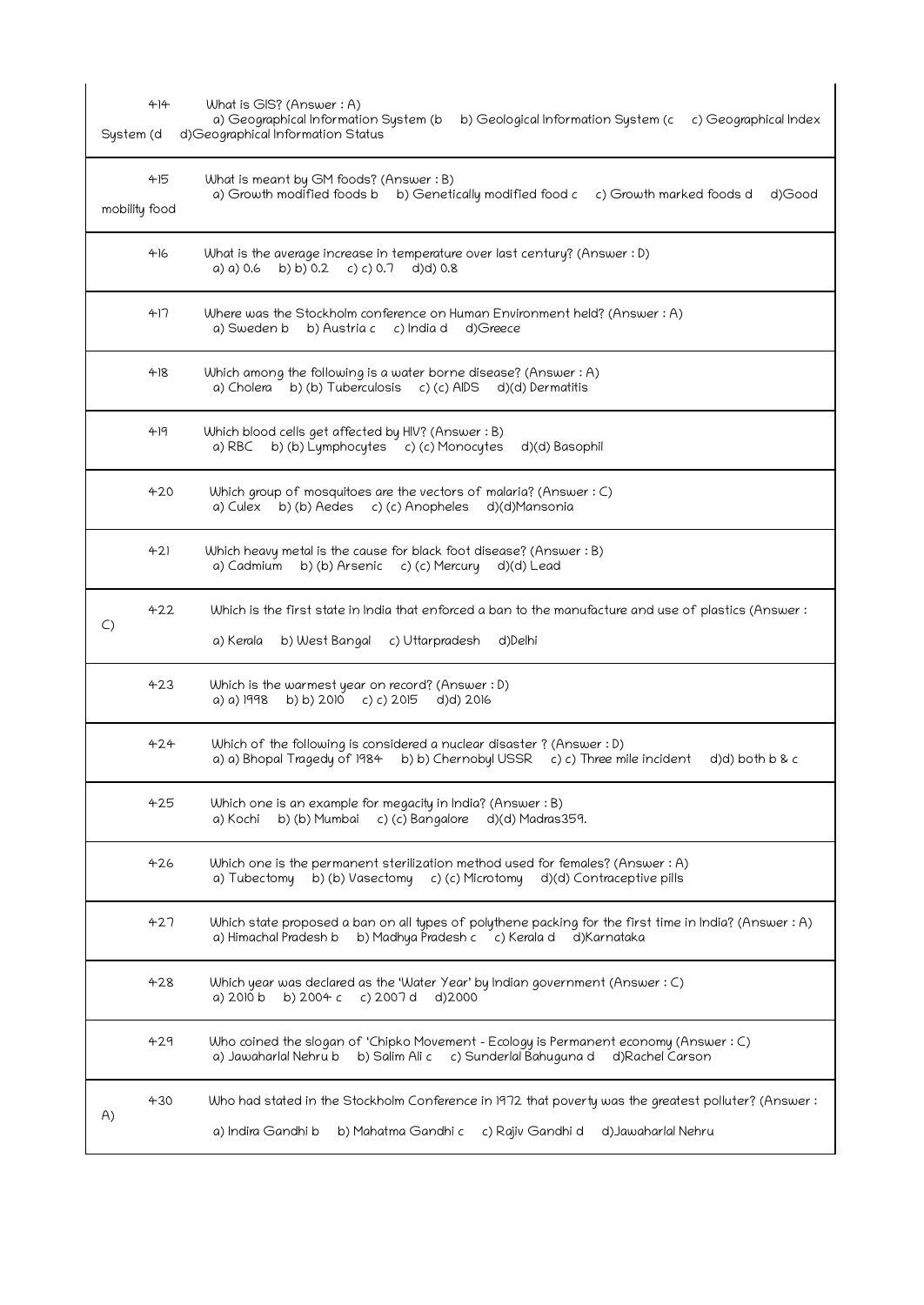| | |
|---|---|
| 414 | What is GIS? (Answer : A)<br>a) Geographical Information System (b b) Geological Information System (c c) Geographical Index System (d d)Geographical Information Status |
| 415 | What is meant by GM foods? (Answer : B)<br>a) Growth modified foods b b) Genetically modified food c c) Growth marked foods d d)Good mobility food |
| 416 | What is the average increase in temperature over last century? (Answer : D)<br>a) a) 0.6 b) b) 0.2 c) c) 0.7 d)d) 0.8 |
| 417 | Where was the Stockholm conference on Human Environment held? (Answer : A)<br>a) Sweden b b) Austria c c) India d d)Greece |
| 418 | Which among the following is a water borne disease? (Answer : A)<br>a) Cholera b) (b) Tuberculosis c) (c) AIDS d)(d) Dermatitis |
| 419 | Which blood cells get affected by HIV? (Answer : B)<br>a) RBC b) (b) Lymphocytes c) (c) Monocytes d)(d) Basophil |
| 420 | Which group of mosquitoes are the vectors of malaria? (Answer : C)<br>a) Culex b) (b) Aedes c) (c) Anopheles d)(d)Mansonia |
| 421 | Which heavy metal is the cause for black foot disease? (Answer : B)<br>a) Cadmium b) (b) Arsenic c) (c) Mercury d)(d) Lead |
| 422 | Which is the first state in India that enforced a ban to the manufacture and use of plastics (Answer : C)<br>a) Kerala b) West Bangal c) Uttarpradesh d)Delhi |
| 423 | Which is the warmest year on record? (Answer : D)<br>a) a) 1998 b) b) 2010 c) c) 2015 d)d) 2016 |
| 424 | Which of the following is considered a nuclear disaster ? (Answer : D)<br>a) a) Bhopal Tragedy of 1984 b) b) Chernobyl USSR c) c) Three mile incident d)d) both b & c |
| 425 | Which one is an example for megacity in India? (Answer : B)<br>a) Kochi b) (b) Mumbai c) (c) Bangalore d)(d) Madras359. |
| 426 | Which one is the permanent sterilization method used for females? (Answer : A)<br>a) Tubectomy b) (b) Vasectomy c) (c) Microtomy d)(d) Contraceptive pills |
| 427 | Which state proposed a ban on all types of polythene packing for the first time in India? (Answer : A)<br>a) Himachal Pradesh b b) Madhya Pradesh c c) Kerala d d)Karnataka |
| 428 | Which year was declared as the 'Water Year' by Indian government (Answer : C)<br>a) 2010 b b) 2004 c c) 2007 d d)2000 |
| 429 | Who coined the slogan of 'Chipko Movement - Ecology is Permanent economy (Answer : C)<br>a) Jawaharlal Nehru b b) Salim Ali c c) Sunderlal Bahuguna d d)Rachel Carson |
| 430 | Who had stated in the Stockholm Conference in 1972 that poverty was the greatest polluter? (Answer : A)<br>a) Indira Gandhi b b) Mahatma Gandhi c c) Rajiv Gandhi d d)Jawaharlal Nehru |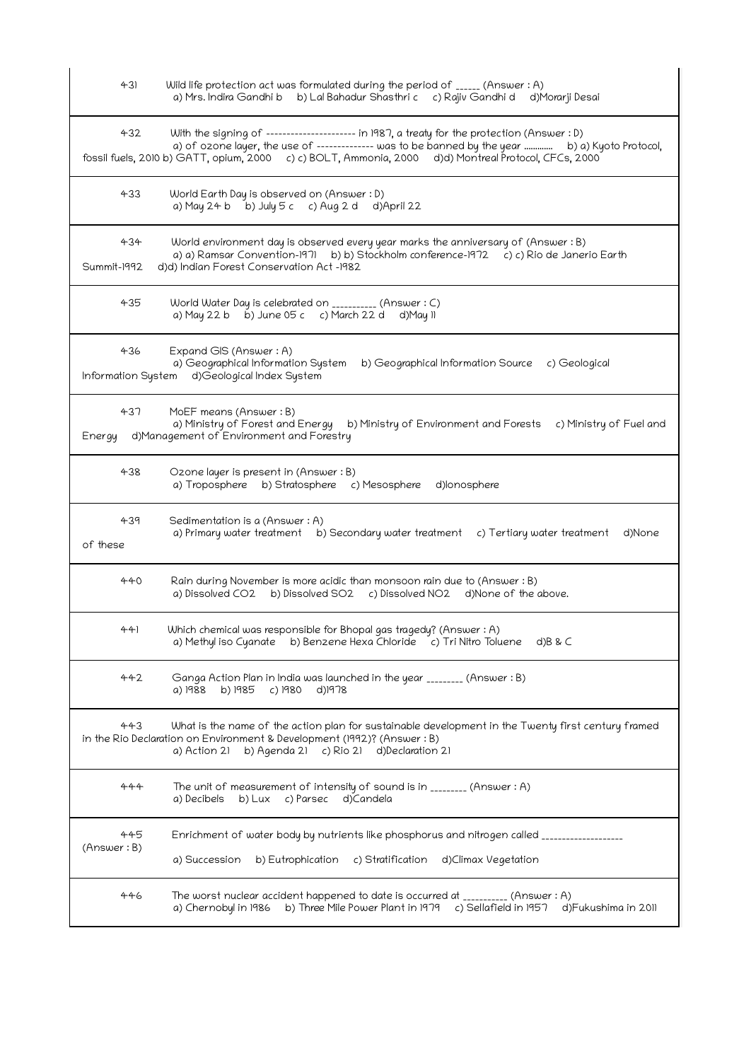431 Wild life protection act was formulated during the period of _____ (Answer : A)
a) Mrs. Indira Gandhi b b) Lal Bahadur Shasthri c c) Rajiv Gandhi d d)Morarji Desai

432 With the signing of ---------------------- in 1987, a treaty for the protection (Answer : D)
a) of ozone layer, the use of -------------- was to be banned by the year ............ b) a) Kyoto Protocol, fossil fuels, 2010 b) GATT, opium, 2000 c) c) BOLT, Ammonia, 2000 d)d) Montreal Protocol, CFCs, 2000

433 World Earth Day is observed on (Answer : D)
a) May 24 b b) July 5 c c) Aug 2 d d)April 22

434 World environment day is observed every year marks the anniversary of (Answer : B)
a) a) Ramsar Convention-1971 b) b) Stockholm conference-1972 c) c) Rio de Janerio Earth Summit-1992 d)d) Indian Forest Conservation Act -1982

435 World Water Day is celebrated on __________ (Answer : C)
a) May 22 b b) June 05 c c) March 22 d d)May 11

436 Expand GIS (Answer : A)
a) Geographical Information System b) Geographical Information Source c) Geological Information System d)Geological Index System

437 MoEF means (Answer : B)
a) Ministry of Forest and Energy b) Ministry of Environment and Forests c) Ministry of Fuel and Energy d)Management of Environment and Forestry

438 Ozone layer is present in (Answer : B)
a) Troposphere b) Stratosphere c) Mesosphere d)Ionosphere

439 Sedimentation is a (Answer : A)
a) Primary water treatment b) Secondary water treatment c) Tertiary water treatment d)None of these

440 Rain during November is more acidic than monsoon rain due to (Answer : B)
a) Dissolved $CO_2$ b) Dissolved $SO_2$ c) Dissolved $NO_2$ d)None of the above.

441 Which chemical was responsible for Bhopal gas tragedy? (Answer : A)
a) Methyl iso Cyanate b) Benzene Hexa Chloride c) Tri Nitro Toluene d)B & C

442 Ganga Action Plan in India was launched in the year ________ (Answer : B)
a) 1988 b) 1985 c) 1980 d)1978

443 What is the name of the action plan for sustainable development in the Twenty first century framed in the Rio Declaration on Environment & Development (1992)? (Answer : B)
a) Action 21 b) Agenda 21 c) Rio 21 d)Declaration 21

444 The unit of measurement of intensity of sound is in ________ (Answer : A)
a) Decibels b) Lux c) Parsec d)Candela

445 Enrichment of water body by nutrients like phosphorus and nitrogen called ___________________ (Answer : B)
a) Succession b) Eutrophication c) Stratification d)Climax Vegetation

446 The worst nuclear accident happened to date is occurred at __________ (Answer : A)
a) Chernobyl in 1986 b) Three Mile Power Plant in 1979 c) Sellafield in 1957 d)Fukushima in 2011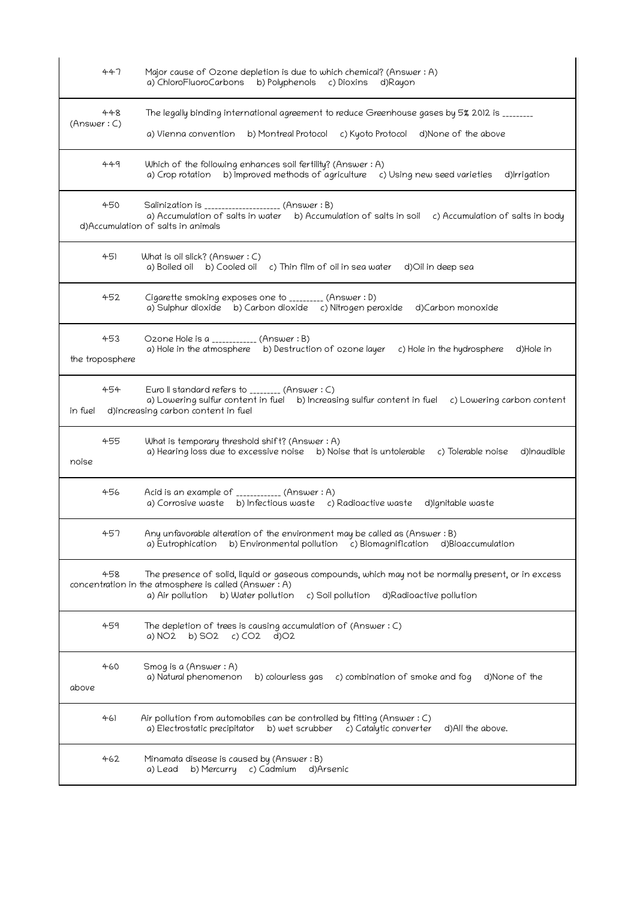447 Major cause of Ozone depletion is due to which chemical? (Answer : A)
a) ChloroFluoroCarbons b) Polyphenols c) Dioxins d)Rayon

---

448 The legally binding international agreement to reduce Greenhouse gases by 5% 2012 is ________ (Answer : C)
a) Vienna convention b) Montreal Protocol c) Kyoto Protocol d)None of the above

---

449 Which of the following enhances soil fertility? (Answer : A)
a) Crop rotation b) Improved methods of agriculture c) Using new seed varieties d)Irrigation

---

450 Salinization is ____________________ (Answer : B)
a) Accumulation of salts in water b) Accumulation of salts in soil c) Accumulation of salts in body d)Accumulation of salts in animals

---

451 What is oil slick? (Answer : C)
a) Boiled oil b) Cooled oil c) Thin film of oil in sea water d)Oil in deep sea

---

452 Cigarette smoking exposes one to _________ (Answer : D)
a) Sulphur dioxide b) Carbon dioxide c) Nitrogen peroxide d)Carbon monoxide

---

453 Ozone Hole is a ____________ (Answer : B)
a) Hole in the atmosphere b) Destruction of ozone layer c) Hole in the hydrosphere d)Hole in the troposphere

---

454 Euro II standard refers to ________ (Answer : C)
a) Lowering sulfur content in fuel b) Increasing sulfur content in fuel c) Lowering carbon content in fuel d)increasing carbon content in fuel

---

455 What is temporary threshold shift? (Answer : A)
a) Hearing loss due to excessive noise b) Noise that is untolerable c) Tolerable noise d)Inaudible noise

---

456 Acid is an example of ____________ (Answer : A)
a) Corrosive waste b) Infectious waste c) Radioactive waste d)Ignitable waste

---

457 Any unfavorable alteration of the environment may be called as (Answer : B)
a) Eutrophication b) Environmental pollution c) Biomagnification d)Bioaccumulation

---

458 The presence of solid, liquid or gaseous compounds, which may not be normally present, or in excess concentration in the atmosphere is called (Answer : A)
a) Air pollution b) Water pollution c) Soil pollution d)Radioactive pollution

---

459 The depletion of trees is causing accumulation of (Answer : C)
a) $NO_2$ b) $SO_2$ c) $CO_2$ d)$O_2$

---

460 Smog is a (Answer : A)
a) Natural phenomenon b) colourless gas c) combination of smoke and fog d)None of the above

---

461 Air pollution from automobiles can be controlled by fitting (Answer : C)
a) Electrostatic precipitator b) wet scrubber c) Catalytic converter d)All the above.

---

462 Minamata disease is caused by (Answer : B)
a) Lead b) Mercurry c) Cadmium d)Arsenic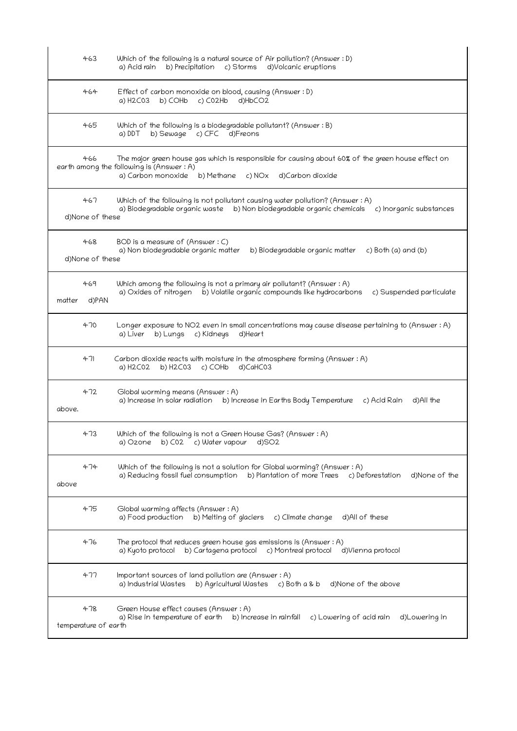| | |
|---|---|
| 463 | Which of the following is a natural source of Air pollution? (Answer : D)<br>a) Acid rain b) Precipitation c) Storms d)Volcanic eruptions |
| 464 | Effect of carbon monoxide on blood, causing (Answer : D)<br>a) $H_2CO_3$ b) COHb c) $CO_2Hb$ d)$HbCO_2$ |
| 465 | Which of the following is a biodegradable pollutant? (Answer : B)<br>a) DDT b) Sewage c) CFC d)Freons |
| 466 | The major green house gas which is responsible for causing about 60% of the green house effect on earth among the following is (Answer : A)<br>a) Carbon monoxide b) Methane c) NOx d)Carbon dioxide |
| 467 | Which of the following is not pollutant causing water pollution? (Answer : A)<br>a) Biodegradable organic waste b) Non biodegradable organic chemicals c) Inorganic substances d)None of these |
| 468 | BOD is a measure of (Answer : C)<br>a) Non biodegradable organic matter b) Biodegradable organic matter c) Both (a) and (b) d)None of these |
| 469 | Which among the following is not a primary air pollutant? (Answer : A)<br>a) Oxides of nitrogen b) Volatile organic compounds like hydrocarbons c) Suspended particulate matter d)PAN |
| 470 | Longer exposure to $NO_2$ even in small concentrations may cause disease pertaining to (Answer : A)<br>a) Liver b) Lungs c) Kidneys d)Heart |
| 471 | Carbon dioxide reacts with moisture in the atmosphere forming (Answer : A)<br>a) $H_2CO_2$ b) $H_2CO_3$ c) COHb d)$CaHCO_3$ |
| 472 | Global worming means (Answer : A)<br>a) Increase in solar radiation b) Increase in Earths Body Temperature c) Acid Rain d)All the above. |
| 473 | Which of the following is not a Green House Gas? (Answer : A)<br>a) Ozone b) $CO_2$ c) Water vapour d)$SO_2$ |
| 474 | Which of the following is not a solution for Global worming? (Answer : A)<br>a) Reducing fossil fuel consumption b) Plantation of more Trees c) Deforestation d)None of the above |
| 475 | Global warming affects (Answer : A)<br>a) Food production b) Melting of glaciers c) Climate change d)All of these |
| 476 | The protocol that reduces green house gas emissions is (Answer : A)<br>a) Kyoto protocol b) Cartagena protocol c) Montreal protocol d)Vienna protocol |
| 477 | Important sources of land pollution are (Answer : A)<br>a) Industrial Wastes b) Agricultural Wastes c) Both a & b d)None of the above |
| 478 | Green House effect causes (Answer : A)<br>a) Rise in temperature of earth b) Increase in rainfall c) Lowering of acid rain d)Lowering in temperature of earth |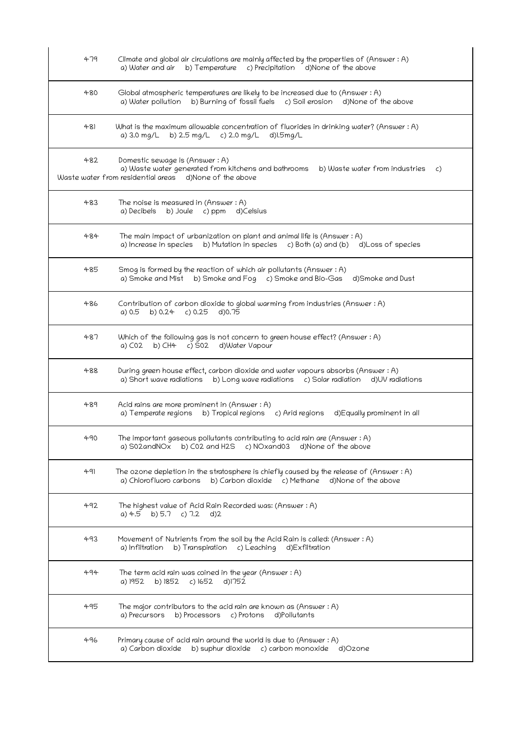| | |
|---|---|
| 479 | Climate and global air circulations are mainly affected by the properties of (Answer : A)<br>a) Water and air b) Temperature c) Precipitation d)None of the above |
| 480 | Global atmospheric temperatures are likely to be increased due to (Answer : A)<br>a) Water pollution b) Burning of fossil fuels c) Soil erosion d)None of the above |
| 481 | What is the maximum allowable concentration of fluorides in drinking water? (Answer : A)<br>a) 3.0 mg/L b) 2.5 mg/L c) 2.0 mg/L d)1.5mg/L |
| 482 | Domestic sewage is (Answer : A)<br>a) Waste water generated from kitchens and bathrooms b) Waste water from industries c) Waste water from residential areas d)None of the above |
| 483 | The noise is measured in (Answer : A)<br>a) Decibels b) Joule c) ppm d)Celsius |
| 484 | The main impact of urbanization on plant and animal life is (Answer : A)<br>a) Increase in species b) Mutation in species c) Both (a) and (b) d)Loss of species |
| 485 | Smog is formed by the reaction of which air pollutants (Answer : A)<br>a) Smoke and Mist b) Smoke and Fog c) Smoke and Bio-Gas d)Smoke and Dust |
| 486 | Contribution of carbon dioxide to global warming from industries (Answer : A)<br>a) 0.5 b) 0.24 c) 0.25 d)0.75 |
| 487 | Which of the following gas is not concern to green house effect? (Answer : A)<br>a) $CO_2$ b) $CH_4$ c) $SO_2$ d)Water Vapour |
| 488 | During green house effect, carbon dioxide and water vapours absorbs (Answer : A)<br>a) Short wave radiations b) Long wave radiations c) Solar radiation d)UV radiations |
| 489 | Acid rains are more prominent in (Answer : A)<br>a) Temperate regions b) Tropical regions c) Arid regions d)Equally prominent in all |
| 490 | The important gaseous pollutants contributing to acid rain are (Answer : A)<br>a) $SO_2$andNOx b) $CO_2$ and $H_2S$ c) NOxand$O_3$ d)None of the above |
| 491 | The ozone depletion in the stratosphere is chiefly caused by the release of (Answer : A)<br>a) Chlorofluoro carbons b) Carbon dioxide c) Methane d)None of the above |
| 492 | The highest value of Acid Rain Recorded was: (Answer : A)<br>a) 4.5 b) 5.7 c) 7.2 d)2 |
| 493 | Movement of Nutrients from the soil by the Acid Rain is called: (Answer : A)<br>a) Infiltration b) Transpiration c) Leaching d)Exfiltration |
| 494 | The term acid rain was coined in the year (Answer : A)<br>a) 1952 b) 1852 c) 1652 d)1752 |
| 495 | The major contributors to the acid rain are known as (Answer : A)<br>a) Precursors b) Processors c) Protons d)Pollutants |
| 496 | Primary cause of acid rain around the world is due to (Answer : A)<br>a) Carbon dioxide b) suphur dioxide c) carbon monoxide d)Ozone |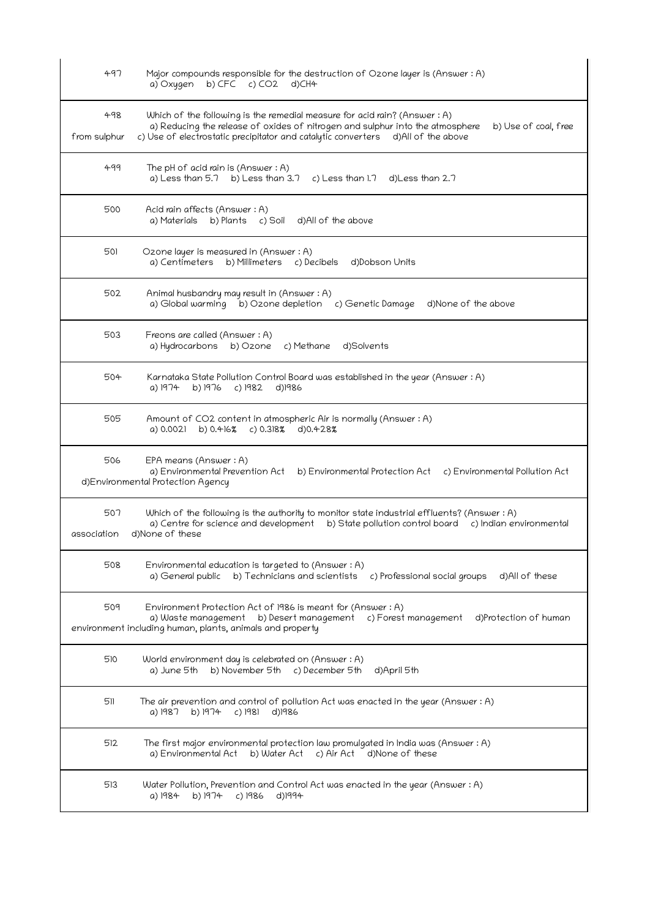| | |
|---|---|
| 497 | Major compounds responsible for the destruction of Ozone layer is (Answer : A)<br>a) Oxygen b) CFC c) $CO_2$ d) $CH_4$ |
| 498 | Which of the following is the remedial measure for acid rain? (Answer : A)<br>a) Reducing the release of oxides of nitrogen and sulphur into the atmosphere b) Use of coal, free from sulphur c) Use of electrostatic precipitator and catalytic converters d) All of the above |
| 499 | The pH of acid rain is (Answer : A)<br>a) Less than 5.7 b) Less than 3.7 c) Less than 1.7 d) Less than 2.7 |
| 500 | Acid rain affects (Answer : A)<br>a) Materials b) Plants c) Soil d) All of the above |
| 501 | Ozone layer is measured in (Answer : A)<br>a) Centimeters b) Millimeters c) Decibels d) Dobson Units |
| 502 | Animal husbandry may result in (Answer : A)<br>a) Global warming b) Ozone depletion c) Genetic Damage d) None of the above |
| 503 | Freons are called (Answer : A)<br>a) Hydrocarbons b) Ozone c) Methane d) Solvents |
| 504 | Karnataka State Pollution Control Board was established in the year (Answer : A)<br>a) 1974 b) 1976 c) 1982 d) 1986 |
| 505 | Amount of $CO_2$ content in atmospheric Air is normally (Answer : A)<br>a) 0.0021 b) 0.416% c) 0.318% d) 0.428% |
| 506 | EPA means (Answer : A)<br>a) Environmental Prevention Act b) Environmental Protection Act c) Environmental Pollution Act d) Environmental Protection Agency |
| 507 | Which of the following is the authority to monitor state industrial effluents? (Answer : A)<br>a) Centre for science and development b) State pollution control board c) Indian environmental association d) None of these |
| 508 | Environmental education is targeted to (Answer : A)<br>a) General public b) Technicians and scientists c) Professional social groups d) All of these |
| 509 | Environment Protection Act of 1986 is meant for (Answer : A)<br>a) Waste management b) Desert management c) Forest management d) Protection of human environment including human, plants, animals and property |
| 510 | World environment day is celebrated on (Answer : A)<br>a) June 5th b) November 5th c) December 5th d) April 5th |
| 511 | The air prevention and control of pollution Act was enacted in the year (Answer : A)<br>a) 1987 b) 1974 c) 1981 d) 1986 |
| 512 | The first major environmental protection law promulgated in India was (Answer : A)<br>a) Environmental Act b) Water Act c) Air Act d) None of these |
| 513 | Water Pollution, Prevention and Control Act was enacted in the year (Answer : A)<br>a) 1984 b) 1974 c) 1986 d) 1994 |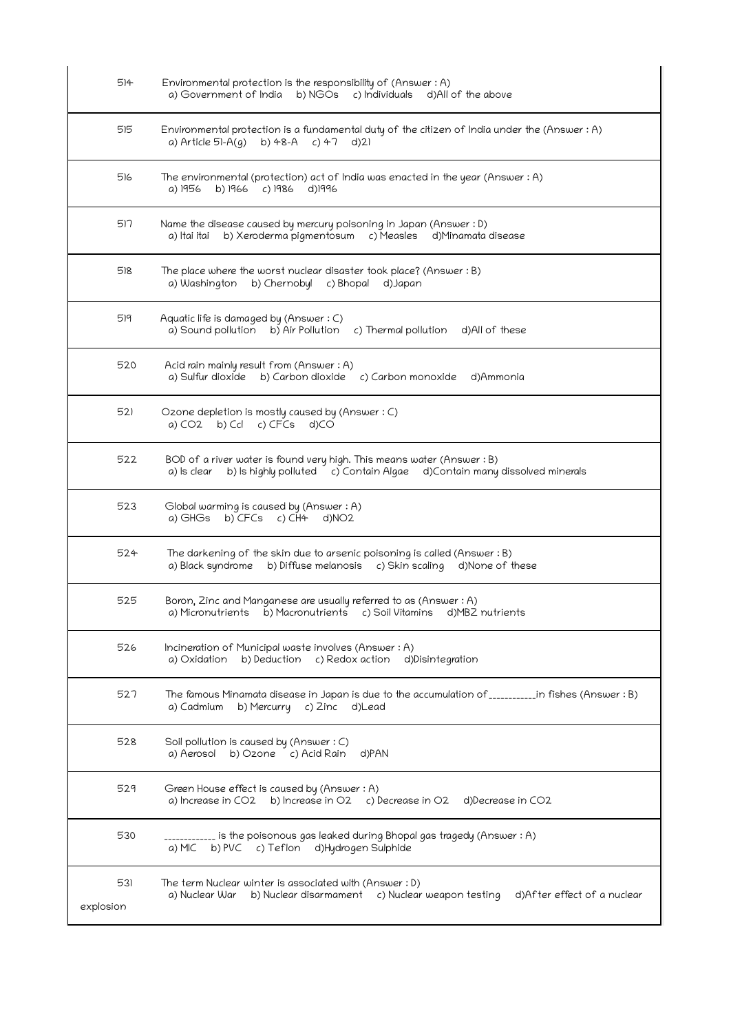| | |
|---|---|
| 514 | Environmental protection is the responsibility of (Answer : A)<br>a) Government of India b) NGOs c) Individuals d)All of the above |
| 515 | Environmental protection is a fundamental duty of the citizen of India under the (Answer : A)<br>a) Article 51-A(g) b) 48-A c) 47 d)21 |
| 516 | The environmental (protection) act of India was enacted in the year (Answer : A)<br>a) 1956 b) 1966 c) 1986 d)1996 |
| 517 | Name the disease caused by mercury poisoning in Japan (Answer : D)<br>a) Itai itai b) Xeroderma pigmentosum c) Measles d)Minamata disease |
| 518 | The place where the worst nuclear disaster took place? (Answer : B)<br>a) Washington b) Chernobyl c) Bhopal d)Japan |
| 519 | Aquatic life is damaged by (Answer : C)<br>a) Sound pollution b) Air Pollution c) Thermal pollution d)All of these |
| 520 | Acid rain mainly result from (Answer : A)<br>a) Sulfur dioxide b) Carbon dioxide c) Carbon monoxide d)Ammonia |
| 521 | Ozone depletion is mostly caused by (Answer : C)<br>a) $CO_2$ b) Ccl c) CFCs d)CO |
| 522 | BOD of a river water is found very high. This means water (Answer : B)<br>a) Is clear b) Is highly polluted c) Contain Algae d)Contain many dissolved minerals |
| 523 | Global warming is caused by (Answer : A)<br>a) GHGs b) CFCs c) $CH_4$ d)$NO_2$ |
| 524 | The darkening of the skin due to arsenic poisoning is called (Answer : B)<br>a) Black syndrome b) Diffuse melanosis c) Skin scaling d)None of these |
| 525 | Boron, Zinc and Manganese are usually referred to as (Answer : A)<br>a) Micronutrients b) Macronutrients c) Soil Vitamins d)MBZ nutrients |
| 526 | Incineration of Municipal waste involves (Answer : A)<br>a) Oxidation b) Deduction c) Redox action d)Disintegration |
| 527 | The famous Minamata disease in Japan is due to the accumulation of \_\_\_\_\_\_\_\_\_\_\_in fishes (Answer : B)<br>a) Cadmium b) Mercurry c) Zinc d)Lead |
| 528 | Soil pollution is caused by (Answer : C)<br>a) Aerosol b) Ozone c) Acid Rain d)PAN |
| 529 | Green House effect is caused by (Answer : A)<br>a) Increase in $CO_2$ b) Increase in $O_2$ c) Decrease in $O_2$ d)Decrease in $CO_2$ |
| 530 | \_\_\_\_\_\_\_\_\_\_\_\_ is the poisonous gas leaked during Bhopal gas tragedy (Answer : A)<br>a) MIC b) PVC c) Teflon d)Hydrogen Sulphide |
| 531 | The term Nuclear winter is associated with (Answer : D)<br>a) Nuclear War b) Nuclear disarmament c) Nuclear weapon testing d)After effect of a nuclear explosion |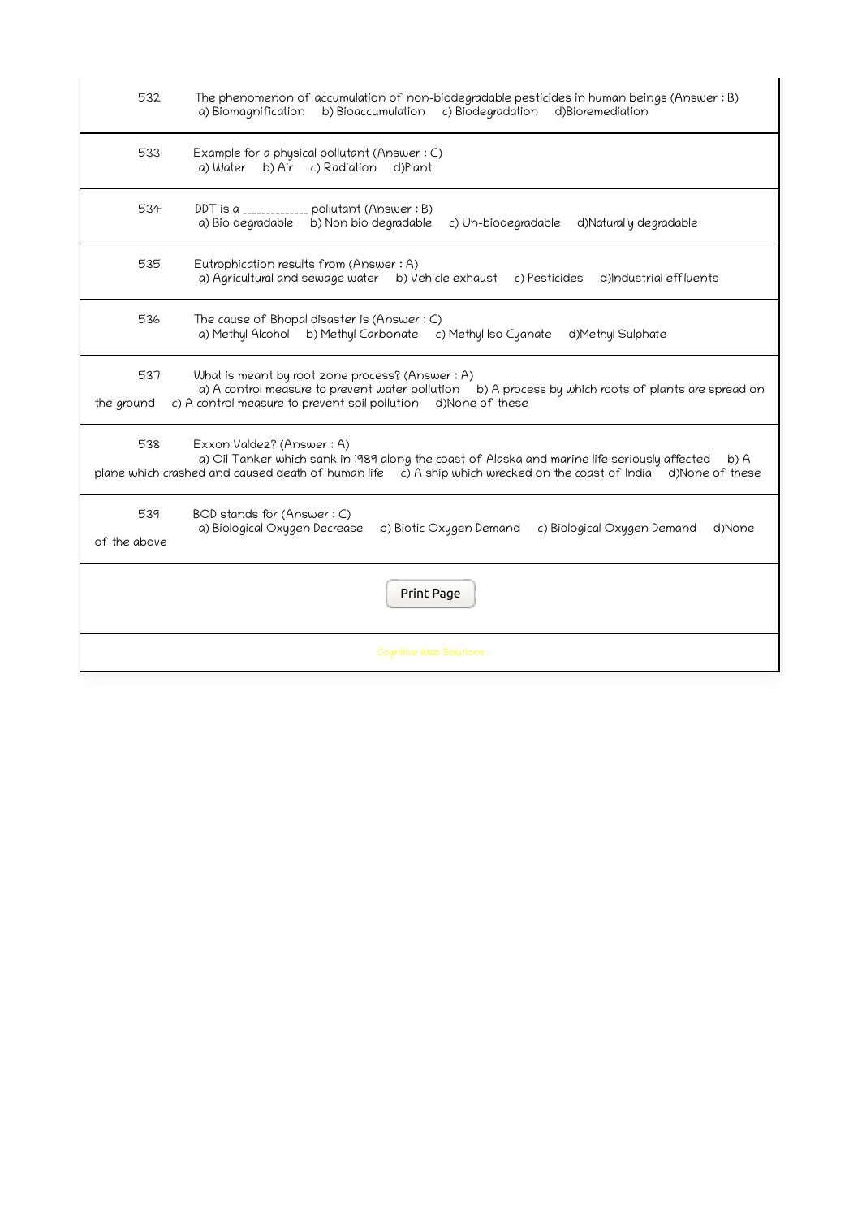532 The phenomenon of accumulation of non-biodegradable pesticides in human beings (Answer : B)
a) Biomagnification b) Bioaccumulation c) Biodegradation d)Bioremediation

533 Example for a physical pollutant (Answer : C)
a) Water b) Air c) Radiation d)Plant

534 DDT is a _____________ pollutant (Answer : B)
a) Bio degradable b) Non bio degradable c) Un-biodegradable d)Naturally degradable

535 Eutrophication results from (Answer : A)
a) Agricultural and sewage water b) Vehicle exhaust c) Pesticides d)Industrial effluents

536 The cause of Bhopal disaster is (Answer : C)
a) Methyl Alcohol b) Methyl Carbonate c) Methyl Iso Cyanate d)Methyl Sulphate

537 What is meant by root zone process? (Answer : A)
a) A control measure to prevent water pollution b) A process by which roots of plants are spread on the ground c) A control measure to prevent soil pollution d)None of these

538 Exxon Valdez? (Answer : A)
a) Oil Tanker which sank in 1989 along the coast of Alaska and marine life seriously affected b) A plane which crashed and caused death of human life c) A ship which wrecked on the coast of India d)None of these

539 BOD stands for (Answer : C)
a) Biological Oxygen Decrease b) Biotic Oxygen Demand c) Biological Oxygen Demand d)None of the above

Print Page

Cognitive Web Solutions